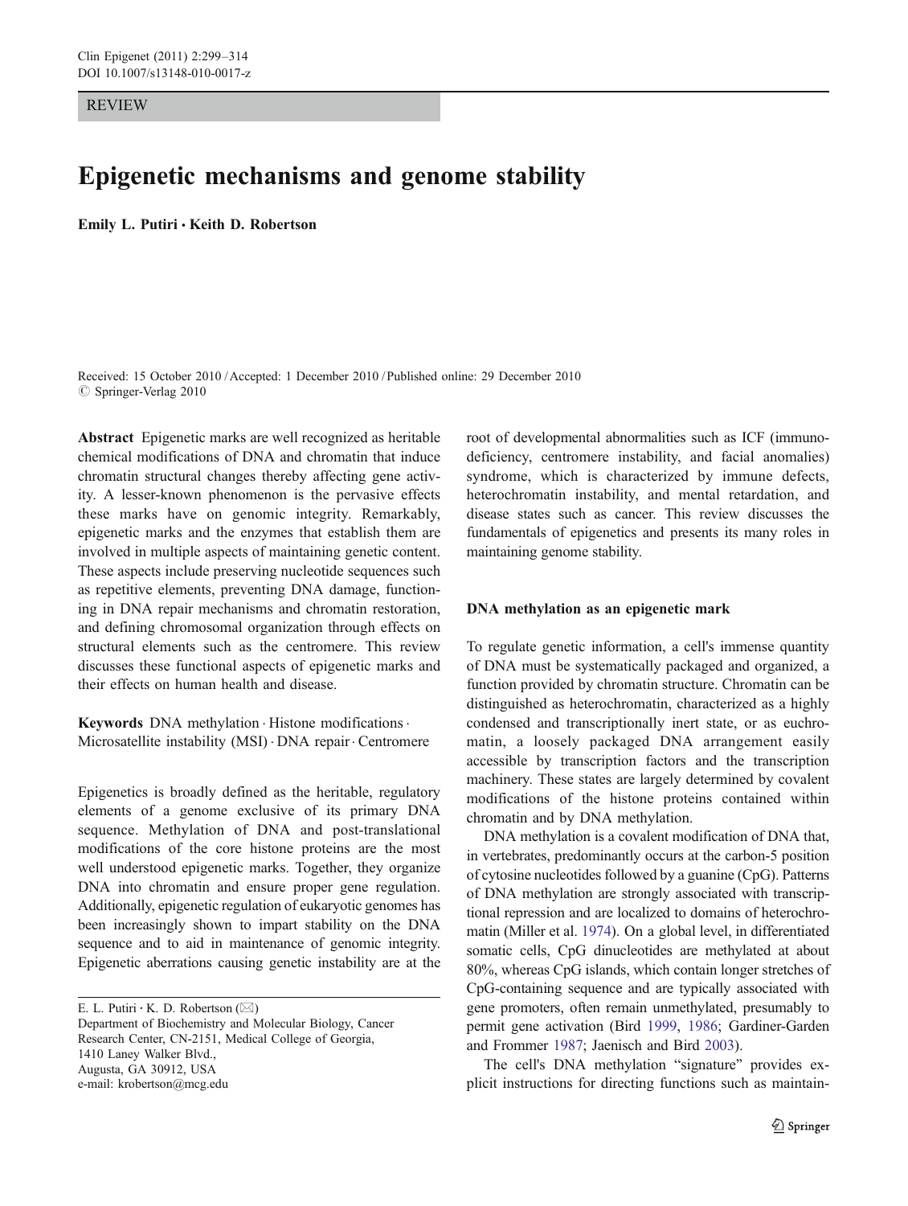REVIEW

# Epigenetic mechanisms and genome stability

**Emily L. Putiri · Keith D. Robertson**

Received: 15 October 2010 / Accepted: 1 December 2010 / Published online: 29 December 2010
© Springer-Verlag 2010

**Abstract** Epigenetic marks are well recognized as heritable chemical modifications of DNA and chromatin that induce chromatin structural changes thereby affecting gene activity. A lesser-known phenomenon is the pervasive effects these marks have on genomic integrity. Remarkably, epigenetic marks and the enzymes that establish them are involved in multiple aspects of maintaining genetic content. These aspects include preserving nucleotide sequences such as repetitive elements, preventing DNA damage, functioning in DNA repair mechanisms and chromatin restoration, and defining chromosomal organization through effects on structural elements such as the centromere. This review discusses these functional aspects of epigenetic marks and their effects on human health and disease.

**Keywords** DNA methylation · Histone modifications · Microsatellite instability (MSI) · DNA repair · Centromere

Epigenetics is broadly defined as the heritable, regulatory elements of a genome exclusive of its primary DNA sequence. Methylation of DNA and post-translational modifications of the core histone proteins are the most well understood epigenetic marks. Together, they organize DNA into chromatin and ensure proper gene regulation. Additionally, epigenetic regulation of eukaryotic genomes has been increasingly shown to impart stability on the DNA sequence and to aid in maintenance of genomic integrity. Epigenetic aberrations causing genetic instability are at the root of developmental abnormalities such as ICF (immunodeficiency, centromere instability, and facial anomalies) syndrome, which is characterized by immune defects, heterochromatin instability, and mental retardation, and disease states such as cancer. This review discusses the fundamentals of epigenetics and presents its many roles in maintaining genome stability.

E. L. Putiri · K. D. Robertson (✉)
Department of Biochemistry and Molecular Biology, Cancer Research Center, CN-2151, Medical College of Georgia,
1410 Laney Walker Blvd.,
Augusta, GA 30912, USA
e-mail: krobertson@mcg.edu

## DNA methylation as an epigenetic mark

To regulate genetic information, a cell's immense quantity of DNA must be systematically packaged and organized, a function provided by chromatin structure. Chromatin can be distinguished as heterochromatin, characterized as a highly condensed and transcriptionally inert state, or as euchromatin, a loosely packaged DNA arrangement easily accessible by transcription factors and the transcription machinery. These states are largely determined by covalent modifications of the histone proteins contained within chromatin and by DNA methylation.

DNA methylation is a covalent modification of DNA that, in vertebrates, predominantly occurs at the carbon-5 position of cytosine nucleotides followed by a guanine (CpG). Patterns of DNA methylation are strongly associated with transcriptional repression and are localized to domains of heterochromatin (Miller et al. 1974). On a global level, in differentiated somatic cells, CpG dinucleotides are methylated at about 80%, whereas CpG islands, which contain longer stretches of CpG-containing sequence and are typically associated with gene promoters, often remain unmethylated, presumably to permit gene activation (Bird 1999, 1986; Gardiner-Garden and Frommer 1987; Jaenisch and Bird 2003).

The cell's DNA methylation "signature" provides explicit instructions for directing functions such as maintain-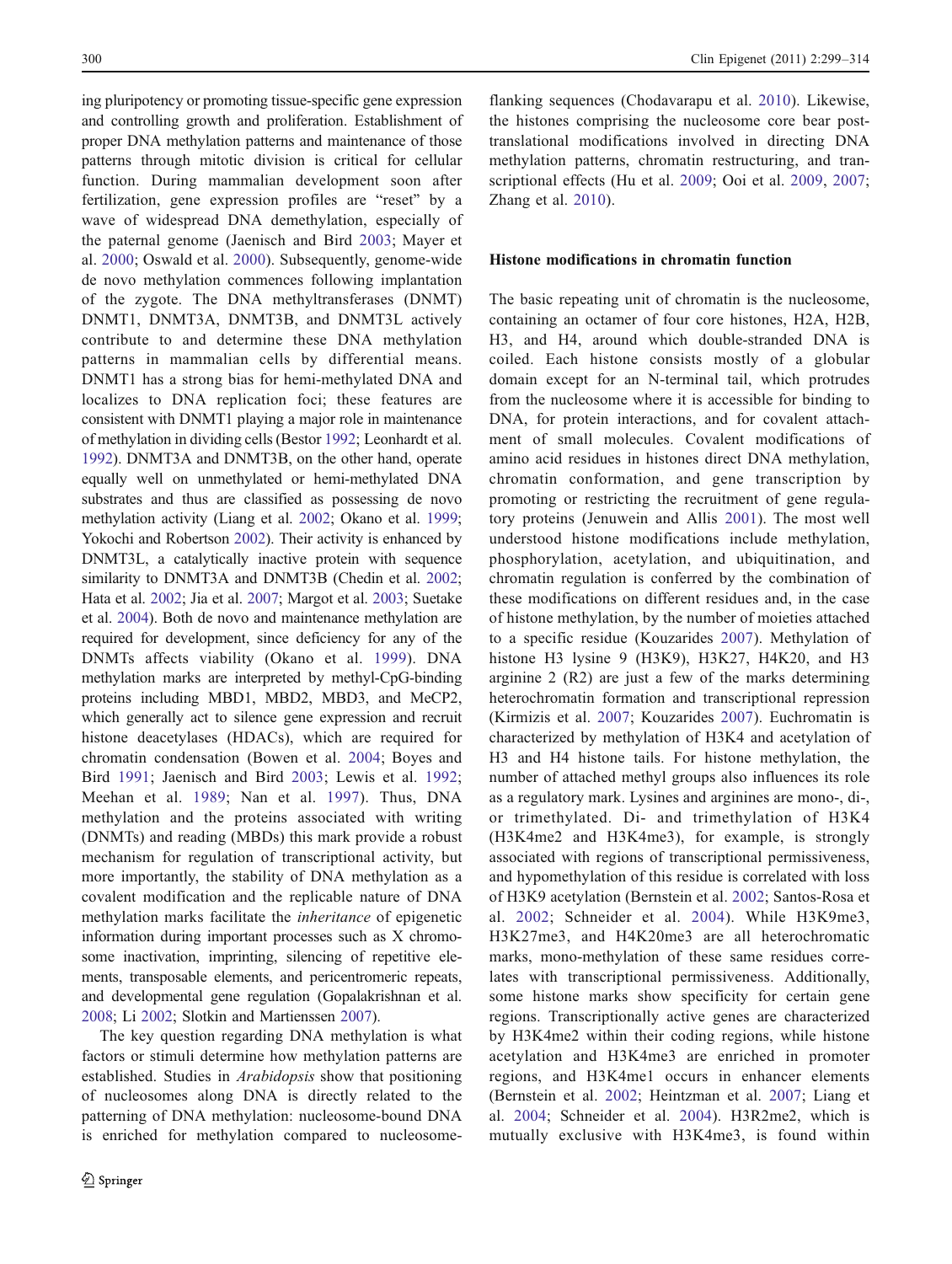ing pluripotency or promoting tissue-specific gene expression and controlling growth and proliferation. Establishment of proper DNA methylation patterns and maintenance of those patterns through mitotic division is critical for cellular function. During mammalian development soon after fertilization, gene expression profiles are "reset" by a wave of widespread DNA demethylation, especially of the paternal genome (Jaenisch and Bird 2003; Mayer et al. 2000; Oswald et al. 2000). Subsequently, genome-wide de novo methylation commences following implantation of the zygote. The DNA methyltransferases (DNMT) DNMT1, DNMT3A, DNMT3B, and DNMT3L actively contribute to and determine these DNA methylation patterns in mammalian cells by differential means. DNMT1 has a strong bias for hemi-methylated DNA and localizes to DNA replication foci; these features are consistent with DNMT1 playing a major role in maintenance of methylation in dividing cells (Bestor 1992; Leonhardt et al. 1992). DNMT3A and DNMT3B, on the other hand, operate equally well on unmethylated or hemi-methylated DNA substrates and thus are classified as possessing de novo methylation activity (Liang et al. 2002; Okano et al. 1999; Yokochi and Robertson 2002). Their activity is enhanced by DNMT3L, a catalytically inactive protein with sequence similarity to DNMT3A and DNMT3B (Chedin et al. 2002; Hata et al. 2002; Jia et al. 2007; Margot et al. 2003; Suetake et al. 2004). Both de novo and maintenance methylation are required for development, since deficiency for any of the DNMTs affects viability (Okano et al. 1999). DNA methylation marks are interpreted by methyl-CpG-binding proteins including MBD1, MBD2, MBD3, and MeCP2, which generally act to silence gene expression and recruit histone deacetylases (HDACs), which are required for chromatin condensation (Bowen et al. 2004; Boyes and Bird 1991; Jaenisch and Bird 2003; Lewis et al. 1992; Meehan et al. 1989; Nan et al. 1997). Thus, DNA methylation and the proteins associated with writing (DNMTs) and reading (MBDs) this mark provide a robust mechanism for regulation of transcriptional activity, but more importantly, the stability of DNA methylation as a covalent modification and the replicable nature of DNA methylation marks facilitate the *inheritance* of epigenetic information during important processes such as X chromosome inactivation, imprinting, silencing of repetitive elements, transposable elements, and pericentromeric repeats, and developmental gene regulation (Gopalakrishnan et al. 2008; Li 2002; Slotkin and Martienssen 2007).

The key question regarding DNA methylation is what factors or stimuli determine how methylation patterns are established. Studies in *Arabidopsis* show that positioning of nucleosomes along DNA is directly related to the patterning of DNA methylation: nucleosome-bound DNA is enriched for methylation compared to nucleosome-flanking sequences (Chodavarapu et al. 2010). Likewise, the histones comprising the nucleosome core bear post-translational modifications involved in directing DNA methylation patterns, chromatin restructuring, and transcriptional effects (Hu et al. 2009; Ooi et al. 2009, 2007; Zhang et al. 2010).

## Histone modifications in chromatin function

The basic repeating unit of chromatin is the nucleosome, containing an octamer of four core histones, H2A, H2B, H3, and H4, around which double-stranded DNA is coiled. Each histone consists mostly of a globular domain except for an N-terminal tail, which protrudes from the nucleosome where it is accessible for binding to DNA, for protein interactions, and for covalent attachment of small molecules. Covalent modifications of amino acid residues in histones direct DNA methylation, chromatin conformation, and gene transcription by promoting or restricting the recruitment of gene regulatory proteins (Jenuwein and Allis 2001). The most well understood histone modifications include methylation, phosphorylation, acetylation, and ubiquitination, and chromatin regulation is conferred by the combination of these modifications on different residues and, in the case of histone methylation, by the number of moieties attached to a specific residue (Kouzarides 2007). Methylation of histone H3 lysine 9 (H3K9), H3K27, H4K20, and H3 arginine 2 (R2) are just a few of the marks determining heterochromatin formation and transcriptional repression (Kirmizis et al. 2007; Kouzarides 2007). Euchromatin is characterized by methylation of H3K4 and acetylation of H3 and H4 histone tails. For histone methylation, the number of attached methyl groups also influences its role as a regulatory mark. Lysines and arginines are mono-, di-, or trimethylated. Di- and trimethylation of H3K4 (H3K4me2 and H3K4me3), for example, is strongly associated with regions of transcriptional permissiveness, and hypomethylation of this residue is correlated with loss of H3K9 acetylation (Bernstein et al. 2002; Santos-Rosa et al. 2002; Schneider et al. 2004). While H3K9me3, H3K27me3, and H4K20me3 are all heterochromatic marks, mono-methylation of these same residues correlates with transcriptional permissiveness. Additionally, some histone marks show specificity for certain gene regions. Transcriptionally active genes are characterized by H3K4me2 within their coding regions, while histone acetylation and H3K4me3 are enriched in promoter regions, and H3K4me1 occurs in enhancer elements (Bernstein et al. 2002; Heintzman et al. 2007; Liang et al. 2004; Schneider et al. 2004). H3R2me2, which is mutually exclusive with H3K4me3, is found within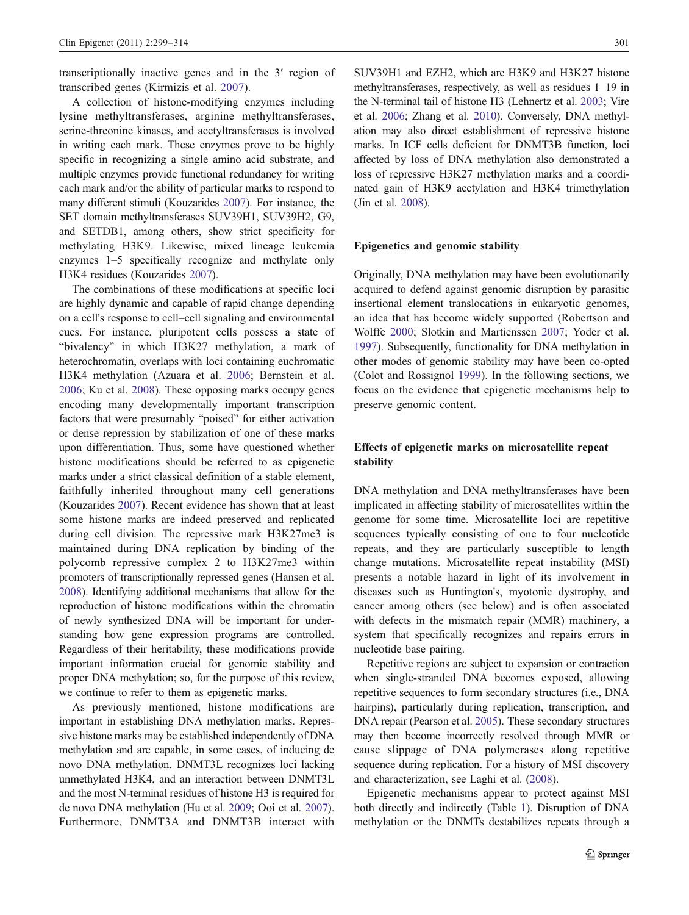transcriptionally inactive genes and in the 3′ region of transcribed genes (Kirmizis et al. 2007).

A collection of histone-modifying enzymes including lysine methyltransferases, arginine methyltransferases, serine-threonine kinases, and acetyltransferases is involved in writing each mark. These enzymes prove to be highly specific in recognizing a single amino acid substrate, and multiple enzymes provide functional redundancy for writing each mark and/or the ability of particular marks to respond to many different stimuli (Kouzarides 2007). For instance, the SET domain methyltransferases SUV39H1, SUV39H2, G9, and SETDB1, among others, show strict specificity for methylating H3K9. Likewise, mixed lineage leukemia enzymes 1–5 specifically recognize and methylate only H3K4 residues (Kouzarides 2007).

The combinations of these modifications at specific loci are highly dynamic and capable of rapid change depending on a cell's response to cell–cell signaling and environmental cues. For instance, pluripotent cells possess a state of "bivalency" in which H3K27 methylation, a mark of heterochromatin, overlaps with loci containing euchromatic H3K4 methylation (Azuara et al. 2006; Bernstein et al. 2006; Ku et al. 2008). These opposing marks occupy genes encoding many developmentally important transcription factors that were presumably "poised" for either activation or dense repression by stabilization of one of these marks upon differentiation. Thus, some have questioned whether histone modifications should be referred to as epigenetic marks under a strict classical definition of a stable element, faithfully inherited throughout many cell generations (Kouzarides 2007). Recent evidence has shown that at least some histone marks are indeed preserved and replicated during cell division. The repressive mark H3K27me3 is maintained during DNA replication by binding of the polycomb repressive complex 2 to H3K27me3 within promoters of transcriptionally repressed genes (Hansen et al. 2008). Identifying additional mechanisms that allow for the reproduction of histone modifications within the chromatin of newly synthesized DNA will be important for understanding how gene expression programs are controlled. Regardless of their heritability, these modifications provide important information crucial for genomic stability and proper DNA methylation; so, for the purpose of this review, we continue to refer to them as epigenetic marks.

As previously mentioned, histone modifications are important in establishing DNA methylation marks. Repressive histone marks may be established independently of DNA methylation and are capable, in some cases, of inducing de novo DNA methylation. DNMT3L recognizes loci lacking unmethylated H3K4, and an interaction between DNMT3L and the most N-terminal residues of histone H3 is required for de novo DNA methylation (Hu et al. 2009; Ooi et al. 2007). Furthermore, DNMT3A and DNMT3B interact with SUV39H1 and EZH2, which are H3K9 and H3K27 histone methyltransferases, respectively, as well as residues 1–19 in the N-terminal tail of histone H3 (Lehnertz et al. 2003; Vire et al. 2006; Zhang et al. 2010). Conversely, DNA methylation may also direct establishment of repressive histone marks. In ICF cells deficient for DNMT3B function, loci affected by loss of DNA methylation also demonstrated a loss of repressive H3K27 methylation marks and a coordinated gain of H3K9 acetylation and H3K4 trimethylation (Jin et al. 2008).

## Epigenetics and genomic stability

Originally, DNA methylation may have been evolutionarily acquired to defend against genomic disruption by parasitic insertional element translocations in eukaryotic genomes, an idea that has become widely supported (Robertson and Wolffe 2000; Slotkin and Martienssen 2007; Yoder et al. 1997). Subsequently, functionality for DNA methylation in other modes of genomic stability may have been co-opted (Colot and Rossignol 1999). In the following sections, we focus on the evidence that epigenetic mechanisms help to preserve genomic content.

## Effects of epigenetic marks on microsatellite repeat stability

DNA methylation and DNA methyltransferases have been implicated in affecting stability of microsatellites within the genome for some time. Microsatellite loci are repetitive sequences typically consisting of one to four nucleotide repeats, and they are particularly susceptible to length change mutations. Microsatellite repeat instability (MSI) presents a notable hazard in light of its involvement in diseases such as Huntington's, myotonic dystrophy, and cancer among others (see below) and is often associated with defects in the mismatch repair (MMR) machinery, a system that specifically recognizes and repairs errors in nucleotide base pairing.

Repetitive regions are subject to expansion or contraction when single-stranded DNA becomes exposed, allowing repetitive sequences to form secondary structures (i.e., DNA hairpins), particularly during replication, transcription, and DNA repair (Pearson et al. 2005). These secondary structures may then become incorrectly resolved through MMR or cause slippage of DNA polymerases along repetitive sequence during replication. For a history of MSI discovery and characterization, see Laghi et al. (2008).

Epigenetic mechanisms appear to protect against MSI both directly and indirectly (Table 1). Disruption of DNA methylation or the DNMTs destabilizes repeats through a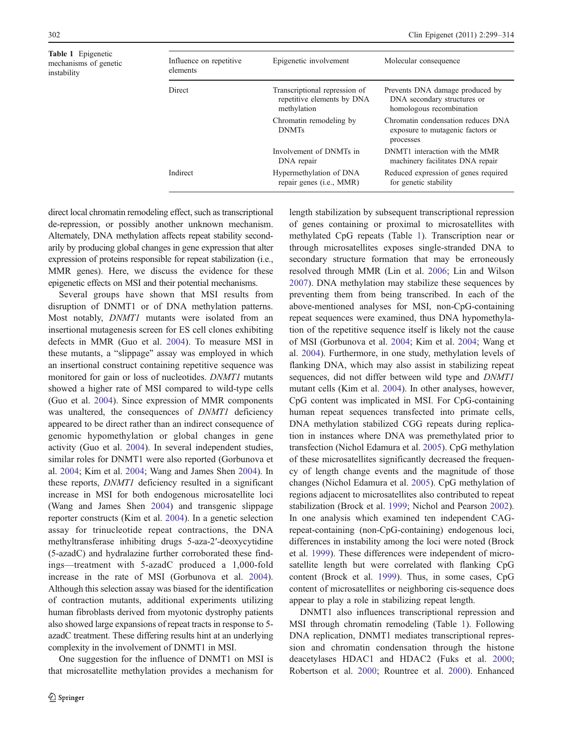**Table 1** Epigenetic mechanisms of genetic instability

| Influence on repetitive elements | Epigenetic involvement | Molecular consequence |
|---|---|---|
| Direct | Transcriptional repression of repetitive elements by DNA methylation | Prevents DNA damage produced by DNA secondary structures or homologous recombination |
| | Chromatin remodeling by DNMTs | Chromatin condensation reduces DNA exposure to mutagenic factors or processes |
| | Involvement of DNMTs in DNA repair | DNMT1 interaction with the MMR machinery facilitates DNA repair |
| Indirect | Hypermethylation of DNA repair genes (i.e., MMR) | Reduced expression of genes required for genetic stability |

direct local chromatin remodeling effect, such as transcriptional de-repression, or possibly another unknown mechanism. Alternately, DNA methylation affects repeat stability secondarily by producing global changes in gene expression that alter expression of proteins responsible for repeat stabilization (i.e., MMR genes). Here, we discuss the evidence for these epigenetic effects on MSI and their potential mechanisms.

Several groups have shown that MSI results from disruption of DNMT1 or of DNA methylation patterns. Most notably, *DNMT1* mutants were isolated from an insertional mutagenesis screen for ES cell clones exhibiting defects in MMR (Guo et al. 2004). To measure MSI in these mutants, a "slippage" assay was employed in which an insertional construct containing repetitive sequence was monitored for gain or loss of nucleotides. *DNMT1* mutants showed a higher rate of MSI compared to wild-type cells (Guo et al. 2004). Since expression of MMR components was unaltered, the consequences of *DNMT1* deficiency appeared to be direct rather than an indirect consequence of genomic hypomethylation or global changes in gene activity (Guo et al. 2004). In several independent studies, similar roles for DNMT1 were also reported (Gorbunova et al. 2004; Kim et al. 2004; Wang and James Shen 2004). In these reports, *DNMT1* deficiency resulted in a significant increase in MSI for both endogenous microsatellite loci (Wang and James Shen 2004) and transgenic slippage reporter constructs (Kim et al. 2004). In a genetic selection assay for trinucleotide repeat contractions, the DNA methyltransferase inhibiting drugs 5-aza-2′-deoxycytidine (5-azadC) and hydralazine further corroborated these findings—treatment with 5-azadC produced a 1,000-fold increase in the rate of MSI (Gorbunova et al. 2004). Although this selection assay was biased for the identification of contraction mutants, additional experiments utilizing human fibroblasts derived from myotonic dystrophy patients also showed large expansions of repeat tracts in response to 5-azadC treatment. These differing results hint at an underlying complexity in the involvement of DNMT1 in MSI.

One suggestion for the influence of DNMT1 on MSI is that microsatellite methylation provides a mechanism for length stabilization by subsequent transcriptional repression of genes containing or proximal to microsatellites with methylated CpG repeats (Table 1). Transcription near or through microsatellites exposes single-stranded DNA to secondary structure formation that may be erroneously resolved through MMR (Lin et al. 2006; Lin and Wilson 2007). DNA methylation may stabilize these sequences by preventing them from being transcribed. In each of the above-mentioned analyses for MSI, non-CpG-containing repeat sequences were examined, thus DNA hypomethylation of the repetitive sequence itself is likely not the cause of MSI (Gorbunova et al. 2004; Kim et al. 2004; Wang et al. 2004). Furthermore, in one study, methylation levels of flanking DNA, which may also assist in stabilizing repeat sequences, did not differ between wild type and *DNMT1* mutant cells (Kim et al. 2004). In other analyses, however, CpG content was implicated in MSI. For CpG-containing human repeat sequences transfected into primate cells, DNA methylation stabilized CGG repeats during replication in instances where DNA was premethylated prior to transfection (Nichol Edamura et al. 2005). CpG methylation of these microsatellites significantly decreased the frequency of length change events and the magnitude of those changes (Nichol Edamura et al. 2005). CpG methylation of regions adjacent to microsatellites also contributed to repeat stabilization (Brock et al. 1999; Nichol and Pearson 2002). In one analysis which examined ten independent CAG-repeat-containing (non-CpG-containing) endogenous loci, differences in instability among the loci were noted (Brock et al. 1999). These differences were independent of microsatellite length but were correlated with flanking CpG content (Brock et al. 1999). Thus, in some cases, CpG content of microsatellites or neighboring cis-sequence does appear to play a role in stabilizing repeat length.

DNMT1 also influences transcriptional repression and MSI through chromatin remodeling (Table 1). Following DNA replication, DNMT1 mediates transcriptional repression and chromatin condensation through the histone deacetylases HDAC1 and HDAC2 (Fuks et al. 2000; Robertson et al. 2000; Rountree et al. 2000). Enhanced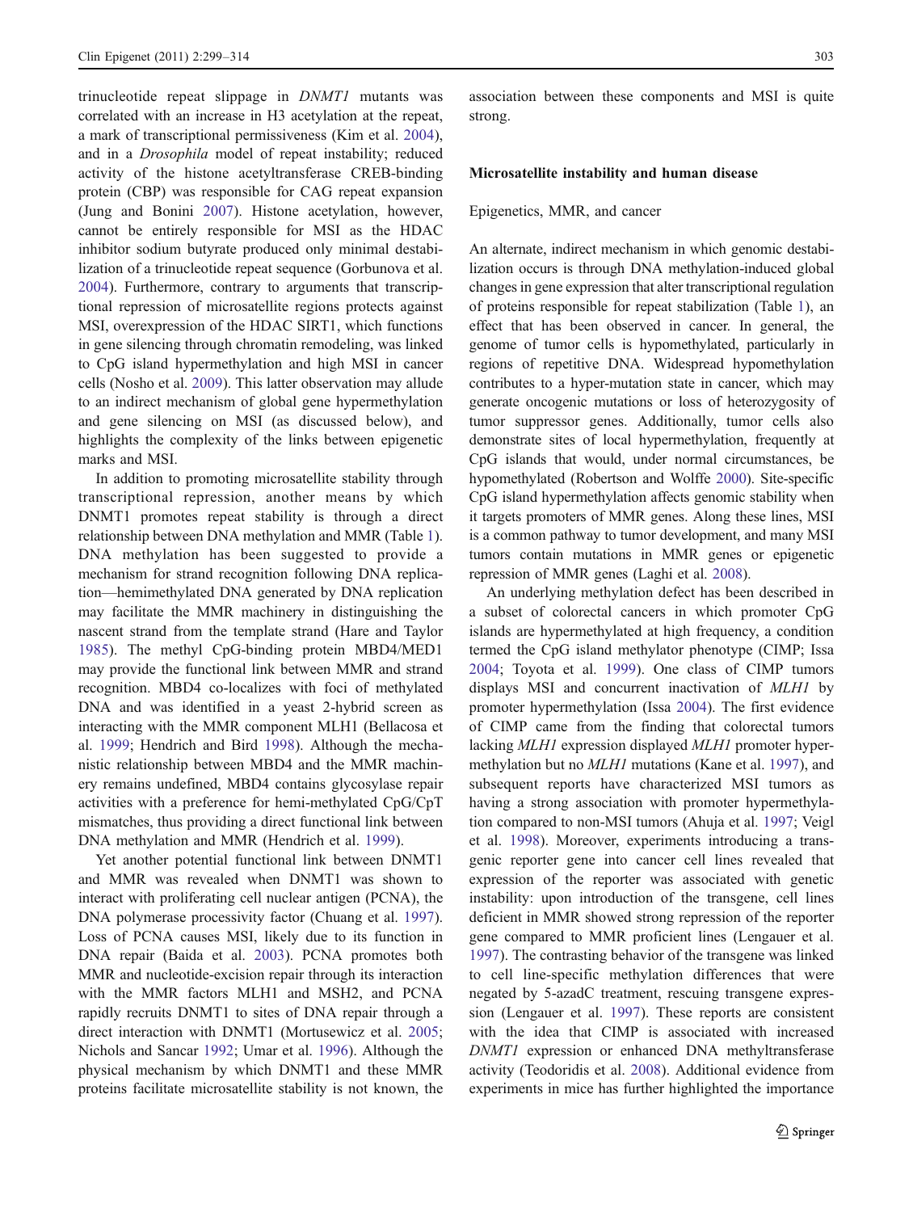trinucleotide repeat slippage in *DNMT1* mutants was correlated with an increase in H3 acetylation at the repeat, a mark of transcriptional permissiveness (Kim et al. 2004), and in a *Drosophila* model of repeat instability; reduced activity of the histone acetyltransferase CREB-binding protein (CBP) was responsible for CAG repeat expansion (Jung and Bonini 2007). Histone acetylation, however, cannot be entirely responsible for MSI as the HDAC inhibitor sodium butyrate produced only minimal destabilization of a trinucleotide repeat sequence (Gorbunova et al. 2004). Furthermore, contrary to arguments that transcriptional repression of microsatellite regions protects against MSI, overexpression of the HDAC SIRT1, which functions in gene silencing through chromatin remodeling, was linked to CpG island hypermethylation and high MSI in cancer cells (Nosho et al. 2009). This latter observation may allude to an indirect mechanism of global gene hypermethylation and gene silencing on MSI (as discussed below), and highlights the complexity of the links between epigenetic marks and MSI.

In addition to promoting microsatellite stability through transcriptional repression, another means by which DNMT1 promotes repeat stability is through a direct relationship between DNA methylation and MMR (Table 1). DNA methylation has been suggested to provide a mechanism for strand recognition following DNA replication—hemimethylated DNA generated by DNA replication may facilitate the MMR machinery in distinguishing the nascent strand from the template strand (Hare and Taylor 1985). The methyl CpG-binding protein MBD4/MED1 may provide the functional link between MMR and strand recognition. MBD4 co-localizes with foci of methylated DNA and was identified in a yeast 2-hybrid screen as interacting with the MMR component MLH1 (Bellacosa et al. 1999; Hendrich and Bird 1998). Although the mechanistic relationship between MBD4 and the MMR machinery remains undefined, MBD4 contains glycosylase repair activities with a preference for hemi-methylated CpG/CpT mismatches, thus providing a direct functional link between DNA methylation and MMR (Hendrich et al. 1999).

Yet another potential functional link between DNMT1 and MMR was revealed when DNMT1 was shown to interact with proliferating cell nuclear antigen (PCNA), the DNA polymerase processivity factor (Chuang et al. 1997). Loss of PCNA causes MSI, likely due to its function in DNA repair (Baida et al. 2003). PCNA promotes both MMR and nucleotide-excision repair through its interaction with the MMR factors MLH1 and MSH2, and PCNA rapidly recruits DNMT1 to sites of DNA repair through a direct interaction with DNMT1 (Mortusewicz et al. 2005; Nichols and Sancar 1992; Umar et al. 1996). Although the physical mechanism by which DNMT1 and these MMR proteins facilitate microsatellite stability is not known, the association between these components and MSI is quite strong.

## Microsatellite instability and human disease

### Epigenetics, MMR, and cancer

An alternate, indirect mechanism in which genomic destabilization occurs is through DNA methylation-induced global changes in gene expression that alter transcriptional regulation of proteins responsible for repeat stabilization (Table 1), an effect that has been observed in cancer. In general, the genome of tumor cells is hypomethylated, particularly in regions of repetitive DNA. Widespread hypomethylation contributes to a hyper-mutation state in cancer, which may generate oncogenic mutations or loss of heterozygosity of tumor suppressor genes. Additionally, tumor cells also demonstrate sites of local hypermethylation, frequently at CpG islands that would, under normal circumstances, be hypomethylated (Robertson and Wolffe 2000). Site-specific CpG island hypermethylation affects genomic stability when it targets promoters of MMR genes. Along these lines, MSI is a common pathway to tumor development, and many MSI tumors contain mutations in MMR genes or epigenetic repression of MMR genes (Laghi et al. 2008).

An underlying methylation defect has been described in a subset of colorectal cancers in which promoter CpG islands are hypermethylated at high frequency, a condition termed the CpG island methylator phenotype (CIMP; Issa 2004; Toyota et al. 1999). One class of CIMP tumors displays MSI and concurrent inactivation of *MLH1* by promoter hypermethylation (Issa 2004). The first evidence of CIMP came from the finding that colorectal tumors lacking *MLH1* expression displayed *MLH1* promoter hypermethylation but no *MLH1* mutations (Kane et al. 1997), and subsequent reports have characterized MSI tumors as having a strong association with promoter hypermethylation compared to non-MSI tumors (Ahuja et al. 1997; Veigl et al. 1998). Moreover, experiments introducing a transgenic reporter gene into cancer cell lines revealed that expression of the reporter was associated with genetic instability: upon introduction of the transgene, cell lines deficient in MMR showed strong repression of the reporter gene compared to MMR proficient lines (Lengauer et al. 1997). The contrasting behavior of the transgene was linked to cell line-specific methylation differences that were negated by 5-azadC treatment, rescuing transgene expression (Lengauer et al. 1997). These reports are consistent with the idea that CIMP is associated with increased *DNMT1* expression or enhanced DNA methyltransferase activity (Teodoridis et al. 2008). Additional evidence from experiments in mice has further highlighted the importance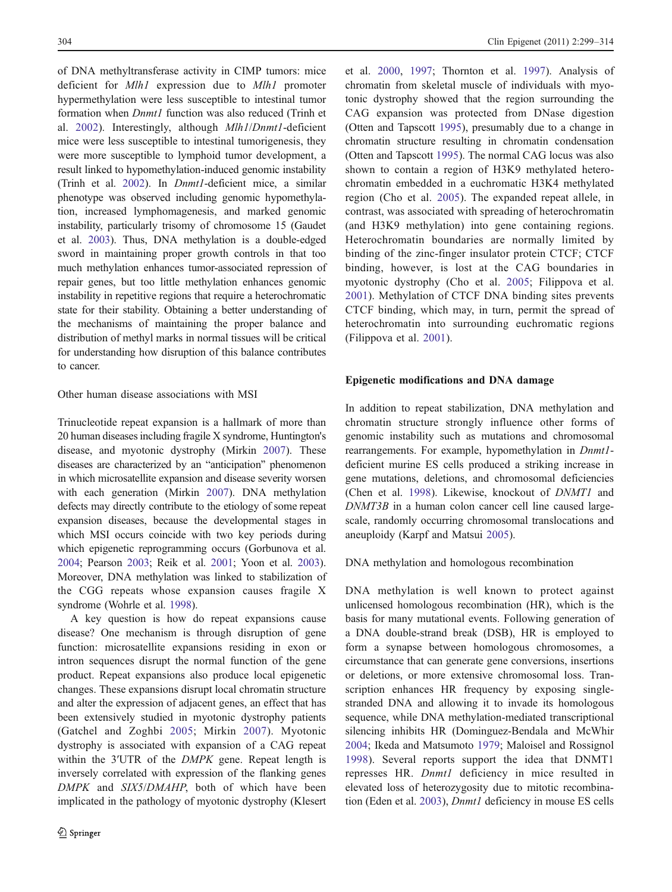of DNA methyltransferase activity in CIMP tumors: mice deficient for *Mlh1* expression due to *Mlh1* promoter hypermethylation were less susceptible to intestinal tumor formation when *Dnmt1* function was also reduced (Trinh et al. 2002). Interestingly, although *Mlh1*/*Dnmt1*-deficient mice were less susceptible to intestinal tumorigenesis, they were more susceptible to lymphoid tumor development, a result linked to hypomethylation-induced genomic instability (Trinh et al. 2002). In *Dnmt1*-deficient mice, a similar phenotype was observed including genomic hypomethylation, increased lymphomagenesis, and marked genomic instability, particularly trisomy of chromosome 15 (Gaudet et al. 2003). Thus, DNA methylation is a double-edged sword in maintaining proper growth controls in that too much methylation enhances tumor-associated repression of repair genes, but too little methylation enhances genomic instability in repetitive regions that require a heterochromatic state for their stability. Obtaining a better understanding of the mechanisms of maintaining the proper balance and distribution of methyl marks in normal tissues will be critical for understanding how disruption of this balance contributes to cancer.

### Other human disease associations with MSI

Trinucleotide repeat expansion is a hallmark of more than 20 human diseases including fragile X syndrome, Huntington's disease, and myotonic dystrophy (Mirkin 2007). These diseases are characterized by an "anticipation" phenomenon in which microsatellite expansion and disease severity worsen with each generation (Mirkin 2007). DNA methylation defects may directly contribute to the etiology of some repeat expansion diseases, because the developmental stages in which MSI occurs coincide with two key periods during which epigenetic reprogramming occurs (Gorbunova et al. 2004; Pearson 2003; Reik et al. 2001; Yoon et al. 2003). Moreover, DNA methylation was linked to stabilization of the CGG repeats whose expansion causes fragile X syndrome (Wohrle et al. 1998).

A key question is how do repeat expansions cause disease? One mechanism is through disruption of gene function: microsatellite expansions residing in exon or intron sequences disrupt the normal function of the gene product. Repeat expansions also produce local epigenetic changes. These expansions disrupt local chromatin structure and alter the expression of adjacent genes, an effect that has been extensively studied in myotonic dystrophy patients (Gatchel and Zoghbi 2005; Mirkin 2007). Myotonic dystrophy is associated with expansion of a CAG repeat within the 3′UTR of the *DMPK* gene. Repeat length is inversely correlated with expression of the flanking genes *DMPK* and *SIX5*/*DMAHP*, both of which have been implicated in the pathology of myotonic dystrophy (Klesert et al. 2000, 1997; Thornton et al. 1997). Analysis of chromatin from skeletal muscle of individuals with myotonic dystrophy showed that the region surrounding the CAG expansion was protected from DNase digestion (Otten and Tapscott 1995), presumably due to a change in chromatin structure resulting in chromatin condensation (Otten and Tapscott 1995). The normal CAG locus was also shown to contain a region of H3K9 methylated heterochromatin embedded in a euchromatic H3K4 methylated region (Cho et al. 2005). The expanded repeat allele, in contrast, was associated with spreading of heterochromatin (and H3K9 methylation) into gene containing regions. Heterochromatin boundaries are normally limited by binding of the zinc-finger insulator protein CTCF; CTCF binding, however, is lost at the CAG boundaries in myotonic dystrophy (Cho et al. 2005; Filippova et al. 2001). Methylation of CTCF DNA binding sites prevents CTCF binding, which may, in turn, permit the spread of heterochromatin into surrounding euchromatic regions (Filippova et al. 2001).

## Epigenetic modifications and DNA damage

In addition to repeat stabilization, DNA methylation and chromatin structure strongly influence other forms of genomic instability such as mutations and chromosomal rearrangements. For example, hypomethylation in *Dnmt1*-deficient murine ES cells produced a striking increase in gene mutations, deletions, and chromosomal deficiencies (Chen et al. 1998). Likewise, knockout of *DNMT1* and *DNMT3B* in a human colon cancer cell line caused large-scale, randomly occurring chromosomal translocations and aneuploidy (Karpf and Matsui 2005).

### DNA methylation and homologous recombination

DNA methylation is well known to protect against unlicensed homologous recombination (HR), which is the basis for many mutational events. Following generation of a DNA double-strand break (DSB), HR is employed to form a synapse between homologous chromosomes, a circumstance that can generate gene conversions, insertions or deletions, or more extensive chromosomal loss. Transcription enhances HR frequency by exposing single-stranded DNA and allowing it to invade its homologous sequence, while DNA methylation-mediated transcriptional silencing inhibits HR (Dominguez-Bendala and McWhir 2004; Ikeda and Matsumoto 1979; Maloisel and Rossignol 1998). Several reports support the idea that DNMT1 represses HR. *Dnmt1* deficiency in mice resulted in elevated loss of heterozygosity due to mitotic recombination (Eden et al. 2003), *Dnmt1* deficiency in mouse ES cells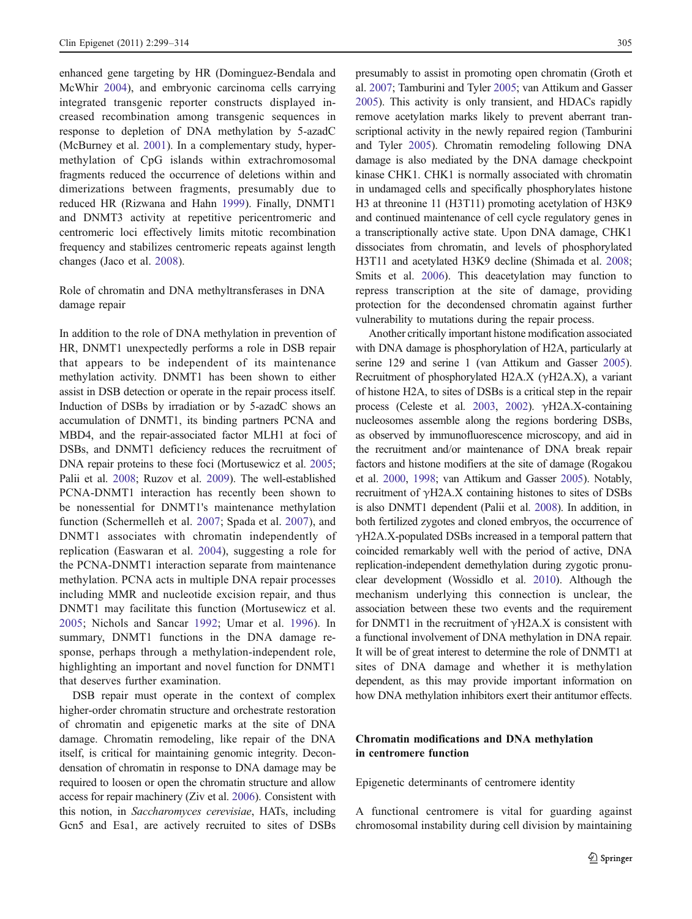enhanced gene targeting by HR (Dominguez-Bendala and McWhir 2004), and embryonic carcinoma cells carrying integrated transgenic reporter constructs displayed increased recombination among transgenic sequences in response to depletion of DNA methylation by 5-azadC (McBurney et al. 2001). In a complementary study, hypermethylation of CpG islands within extrachromosomal fragments reduced the occurrence of deletions within and dimerizations between fragments, presumably due to reduced HR (Rizwana and Hahn 1999). Finally, DNMT1 and DNMT3 activity at repetitive pericentromeric and centromeric loci effectively limits mitotic recombination frequency and stabilizes centromeric repeats against length changes (Jaco et al. 2008).

### Role of chromatin and DNA methyltransferases in DNA damage repair

In addition to the role of DNA methylation in prevention of HR, DNMT1 unexpectedly performs a role in DSB repair that appears to be independent of its maintenance methylation activity. DNMT1 has been shown to either assist in DSB detection or operate in the repair process itself. Induction of DSBs by irradiation or by 5-azadC shows an accumulation of DNMT1, its binding partners PCNA and MBD4, and the repair-associated factor MLH1 at foci of DSBs, and DNMT1 deficiency reduces the recruitment of DNA repair proteins to these foci (Mortusewicz et al. 2005; Palii et al. 2008; Ruzov et al. 2009). The well-established PCNA-DNMT1 interaction has recently been shown to be nonessential for DNMT1's maintenance methylation function (Schermelleh et al. 2007; Spada et al. 2007), and DNMT1 associates with chromatin independently of replication (Easwaran et al. 2004), suggesting a role for the PCNA-DNMT1 interaction separate from maintenance methylation. PCNA acts in multiple DNA repair processes including MMR and nucleotide excision repair, and thus DNMT1 may facilitate this function (Mortusewicz et al. 2005; Nichols and Sancar 1992; Umar et al. 1996). In summary, DNMT1 functions in the DNA damage response, perhaps through a methylation-independent role, highlighting an important and novel function for DNMT1 that deserves further examination.

DSB repair must operate in the context of complex higher-order chromatin structure and orchestrate restoration of chromatin and epigenetic marks at the site of DNA damage. Chromatin remodeling, like repair of the DNA itself, is critical for maintaining genomic integrity. Decondensation of chromatin in response to DNA damage may be required to loosen or open the chromatin structure and allow access for repair machinery (Ziv et al. 2006). Consistent with this notion, in *Saccharomyces cerevisiae*, HATs, including Gcn5 and Esa1, are actively recruited to sites of DSBs presumably to assist in promoting open chromatin (Groth et al. 2007; Tamburini and Tyler 2005; van Attikum and Gasser 2005). This activity is only transient, and HDACs rapidly remove acetylation marks likely to prevent aberrant transcriptional activity in the newly repaired region (Tamburini and Tyler 2005). Chromatin remodeling following DNA damage is also mediated by the DNA damage checkpoint kinase CHK1. CHK1 is normally associated with chromatin in undamaged cells and specifically phosphorylates histone H3 at threonine 11 (H3T11) promoting acetylation of H3K9 and continued maintenance of cell cycle regulatory genes in a transcriptionally active state. Upon DNA damage, CHK1 dissociates from chromatin, and levels of phosphorylated H3T11 and acetylated H3K9 decline (Shimada et al. 2008; Smits et al. 2006). This deacetylation may function to repress transcription at the site of damage, providing protection for the decondensed chromatin against further vulnerability to mutations during the repair process.

Another critically important histone modification associated with DNA damage is phosphorylation of H2A, particularly at serine 129 and serine 1 (van Attikum and Gasser 2005). Recruitment of phosphorylated H2A.X (γH2A.X), a variant of histone H2A, to sites of DSBs is a critical step in the repair process (Celeste et al. 2003, 2002). γH2A.X-containing nucleosomes assemble along the regions bordering DSBs, as observed by immunofluorescence microscopy, and aid in the recruitment and/or maintenance of DNA break repair factors and histone modifiers at the site of damage (Rogakou et al. 2000, 1998; van Attikum and Gasser 2005). Notably, recruitment of γH2A.X containing histones to sites of DSBs is also DNMT1 dependent (Palii et al. 2008). In addition, in both fertilized zygotes and cloned embryos, the occurrence of γH2A.X-populated DSBs increased in a temporal pattern that coincided remarkably well with the period of active, DNA replication-independent demethylation during zygotic pronuclear development (Wossidlo et al. 2010). Although the mechanism underlying this connection is unclear, the association between these two events and the requirement for DNMT1 in the recruitment of γH2A.X is consistent with a functional involvement of DNA methylation in DNA repair. It will be of great interest to determine the role of DNMT1 at sites of DNA damage and whether it is methylation dependent, as this may provide important information on how DNA methylation inhibitors exert their antitumor effects.

## Chromatin modifications and DNA methylation in centromere function

### Epigenetic determinants of centromere identity

A functional centromere is vital for guarding against chromosomal instability during cell division by maintaining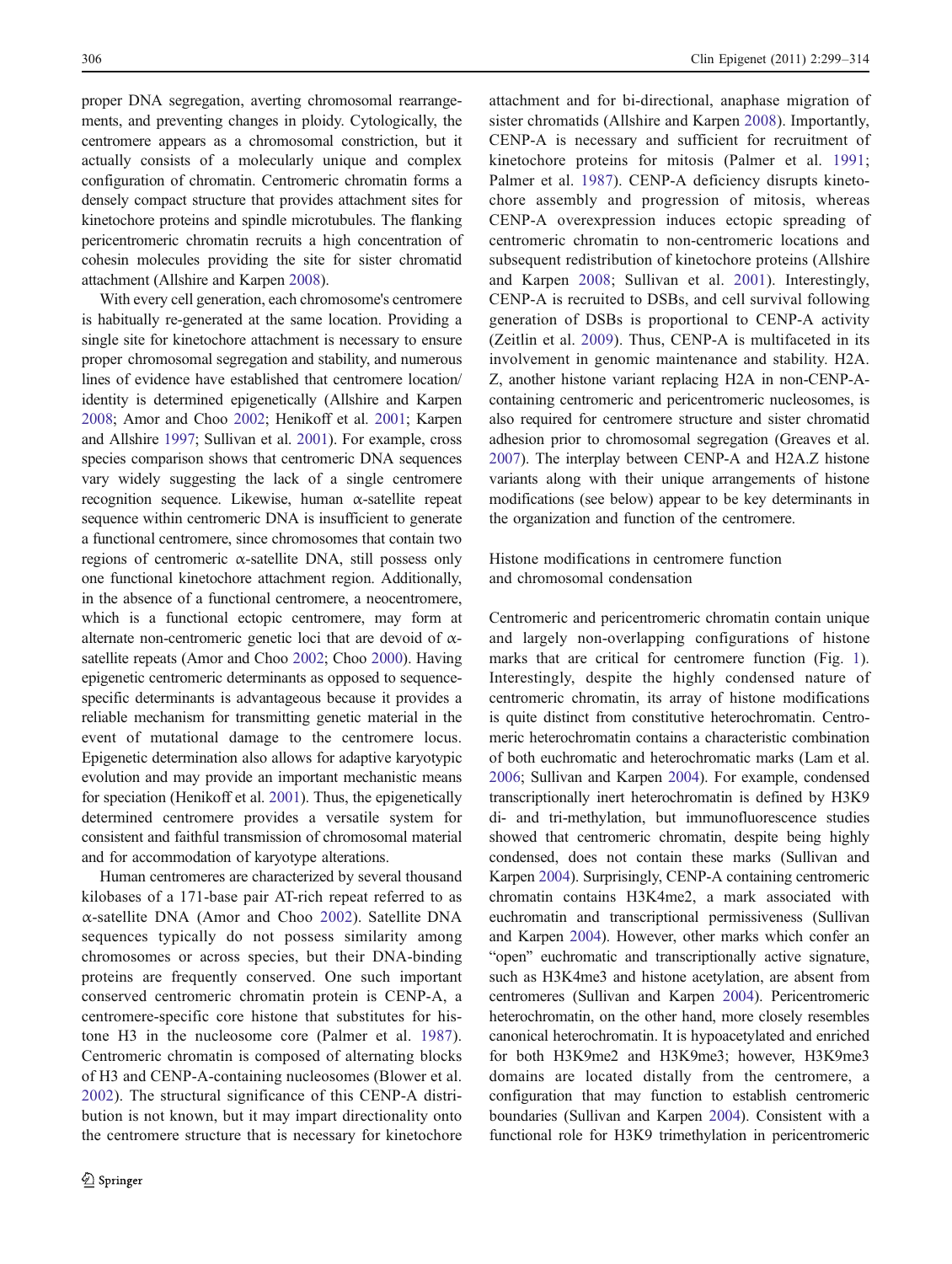proper DNA segregation, averting chromosomal rearrangements, and preventing changes in ploidy. Cytologically, the centromere appears as a chromosomal constriction, but it actually consists of a molecularly unique and complex configuration of chromatin. Centromeric chromatin forms a densely compact structure that provides attachment sites for kinetochore proteins and spindle microtubules. The flanking pericentromeric chromatin recruits a high concentration of cohesin molecules providing the site for sister chromatid attachment (Allshire and Karpen 2008).

With every cell generation, each chromosome's centromere is habitually re-generated at the same location. Providing a single site for kinetochore attachment is necessary to ensure proper chromosomal segregation and stability, and numerous lines of evidence have established that centromere location/identity is determined epigenetically (Allshire and Karpen 2008; Amor and Choo 2002; Henikoff et al. 2001; Karpen and Allshire 1997; Sullivan et al. 2001). For example, cross species comparison shows that centromeric DNA sequences vary widely suggesting the lack of a single centromere recognition sequence. Likewise, human α-satellite repeat sequence within centromeric DNA is insufficient to generate a functional centromere, since chromosomes that contain two regions of centromeric α-satellite DNA, still possess only one functional kinetochore attachment region. Additionally, in the absence of a functional centromere, a neocentromere, which is a functional ectopic centromere, may form at alternate non-centromeric genetic loci that are devoid of α-satellite repeats (Amor and Choo 2002; Choo 2000). Having epigenetic centromeric determinants as opposed to sequence-specific determinants is advantageous because it provides a reliable mechanism for transmitting genetic material in the event of mutational damage to the centromere locus. Epigenetic determination also allows for adaptive karyotypic evolution and may provide an important mechanistic means for speciation (Henikoff et al. 2001). Thus, the epigenetically determined centromere provides a versatile system for consistent and faithful transmission of chromosomal material and for accommodation of karyotype alterations.

Human centromeres are characterized by several thousand kilobases of a 171-base pair AT-rich repeat referred to as α-satellite DNA (Amor and Choo 2002). Satellite DNA sequences typically do not possess similarity among chromosomes or across species, but their DNA-binding proteins are frequently conserved. One such important conserved centromeric chromatin protein is CENP-A, a centromere-specific core histone that substitutes for histone H3 in the nucleosome core (Palmer et al. 1987). Centromeric chromatin is composed of alternating blocks of H3 and CENP-A-containing nucleosomes (Blower et al. 2002). The structural significance of this CENP-A distribution is not known, but it may impart directionality onto the centromere structure that is necessary for kinetochore attachment and for bi-directional, anaphase migration of sister chromatids (Allshire and Karpen 2008). Importantly, CENP-A is necessary and sufficient for recruitment of kinetochore proteins for mitosis (Palmer et al. 1991; Palmer et al. 1987). CENP-A deficiency disrupts kinetochore assembly and progression of mitosis, whereas CENP-A overexpression induces ectopic spreading of centromeric chromatin to non-centromeric locations and subsequent redistribution of kinetochore proteins (Allshire and Karpen 2008; Sullivan et al. 2001). Interestingly, CENP-A is recruited to DSBs, and cell survival following generation of DSBs is proportional to CENP-A activity (Zeitlin et al. 2009). Thus, CENP-A is multifaceted in its involvement in genomic maintenance and stability. H2A.Z, another histone variant replacing H2A in non-CENP-A-containing centromeric and pericentromeric nucleosomes, is also required for centromere structure and sister chromatid adhesion prior to chromosomal segregation (Greaves et al. 2007). The interplay between CENP-A and H2A.Z histone variants along with their unique arrangements of histone modifications (see below) appear to be key determinants in the organization and function of the centromere.

## Histone modifications in centromere function and chromosomal condensation

Centromeric and pericentromeric chromatin contain unique and largely non-overlapping configurations of histone marks that are critical for centromere function (Fig. 1). Interestingly, despite the highly condensed nature of centromeric chromatin, its array of histone modifications is quite distinct from constitutive heterochromatin. Centromeric heterochromatin contains a characteristic combination of both euchromatic and heterochromatic marks (Lam et al. 2006; Sullivan and Karpen 2004). For example, condensed transcriptionally inert heterochromatin is defined by H3K9 di- and tri-methylation, but immunofluorescence studies showed that centromeric chromatin, despite being highly condensed, does not contain these marks (Sullivan and Karpen 2004). Surprisingly, CENP-A containing centromeric chromatin contains H3K4me2, a mark associated with euchromatin and transcriptional permissiveness (Sullivan and Karpen 2004). However, other marks which confer an "open" euchromatic and transcriptionally active signature, such as H3K4me3 and histone acetylation, are absent from centromeres (Sullivan and Karpen 2004). Pericentromeric heterochromatin, on the other hand, more closely resembles canonical heterochromatin. It is hypoacetylated and enriched for both H3K9me2 and H3K9me3; however, H3K9me3 domains are located distally from the centromere, a configuration that may function to establish centromeric boundaries (Sullivan and Karpen 2004). Consistent with a functional role for H3K9 trimethylation in pericentromeric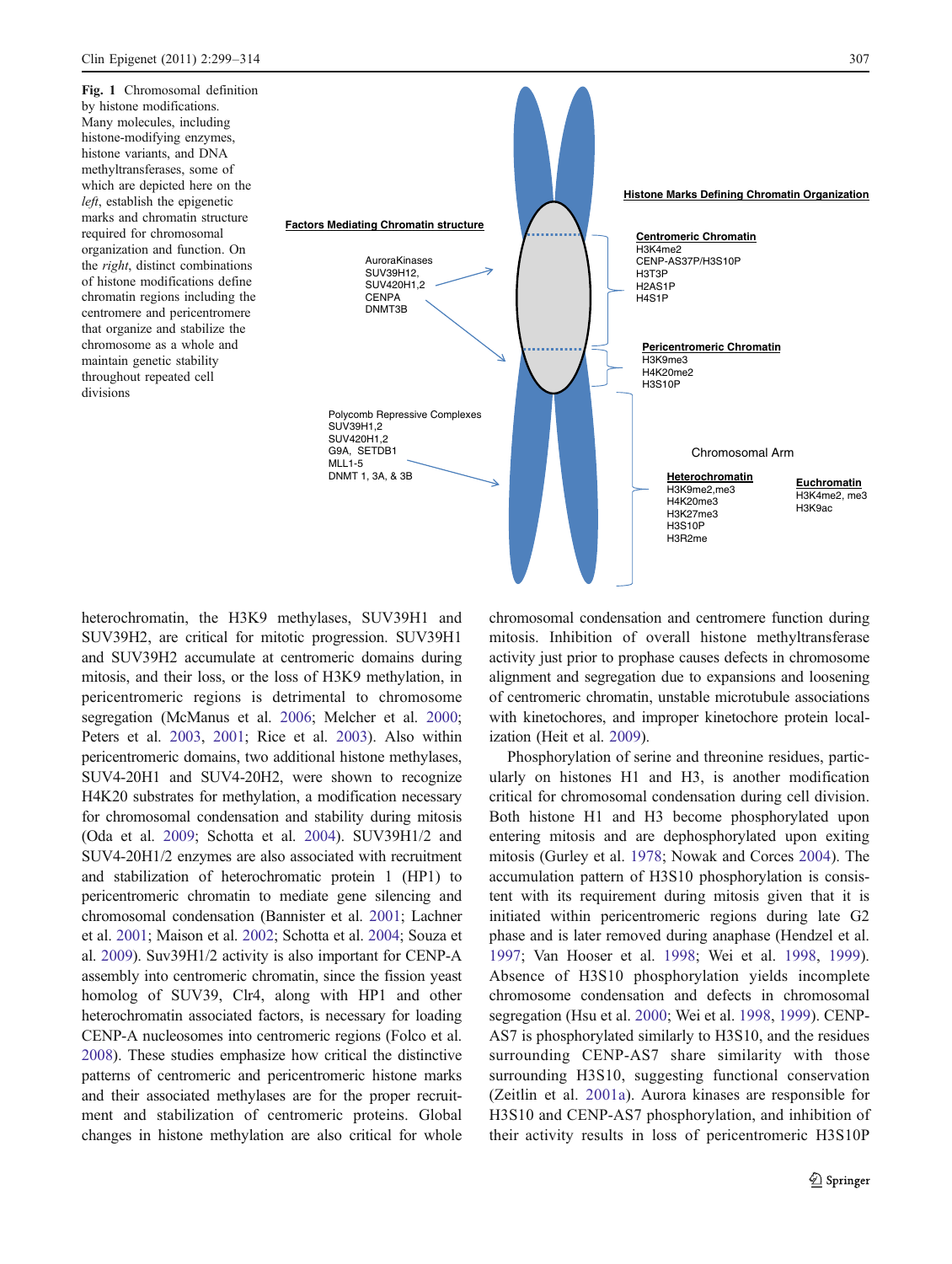**Fig. 1** Chromosomal definition by histone modifications. Many molecules, including histone-modifying enzymes, histone variants, and DNA methyltransferases, some of which are depicted here on the *left*, establish the epigenetic marks and chromatin structure required for chromosomal organization and function. On the *right*, distinct combinations of histone modifications define chromatin regions including the centromere and pericentromere that organize and stabilize the chromosome as a whole and maintain genetic stability throughout repeated cell divisions

heterochromatin, the H3K9 methylases, SUV39H1 and SUV39H2, are critical for mitotic progression. SUV39H1 and SUV39H2 accumulate at centromeric domains during mitosis, and their loss, or the loss of H3K9 methylation, in pericentromeric regions is detrimental to chromosome segregation (McManus et al. 2006; Melcher et al. 2000; Peters et al. 2003, 2001; Rice et al. 2003). Also within pericentromeric domains, two additional histone methylases, SUV4-20H1 and SUV4-20H2, were shown to recognize H4K20 substrates for methylation, a modification necessary for chromosomal condensation and stability during mitosis (Oda et al. 2009; Schotta et al. 2004). SUV39H1/2 and SUV4-20H1/2 enzymes are also associated with recruitment and stabilization of heterochromatic protein 1 (HP1) to pericentromeric chromatin to mediate gene silencing and chromosomal condensation (Bannister et al. 2001; Lachner et al. 2001; Maison et al. 2002; Schotta et al. 2004; Souza et al. 2009). Suv39H1/2 activity is also important for CENP-A assembly into centromeric chromatin, since the fission yeast homolog of SUV39, Clr4, along with HP1 and other heterochromatin associated factors, is necessary for loading CENP-A nucleosomes into centromeric regions (Folco et al. 2008). These studies emphasize how critical the distinctive patterns of centromeric and pericentromeric histone marks and their associated methylases are for the proper recruitment and stabilization of centromeric proteins. Global changes in histone methylation are also critical for whole chromosomal condensation and centromere function during mitosis. Inhibition of overall histone methyltransferase activity just prior to prophase causes defects in chromosome alignment and segregation due to expansions and loosening of centromeric chromatin, unstable microtubule associations with kinetochores, and improper kinetochore protein localization (Heit et al. 2009).

Phosphorylation of serine and threonine residues, particularly on histones H1 and H3, is another modification critical for chromosomal condensation during cell division. Both histone H1 and H3 become phosphorylated upon entering mitosis and are dephosphorylated upon exiting mitosis (Gurley et al. 1978; Nowak and Corces 2004). The accumulation pattern of H3S10 phosphorylation is consistent with its requirement during mitosis given that it is initiated within pericentromeric regions during late G2 phase and is later removed during anaphase (Hendzel et al. 1997; Van Hooser et al. 1998; Wei et al. 1998, 1999). Absence of H3S10 phosphorylation yields incomplete chromosome condensation and defects in chromosomal segregation (Hsu et al. 2000; Wei et al. 1998, 1999). CENP-AS7 is phosphorylated similarly to H3S10, and the residues surrounding CENP-AS7 share similarity with those surrounding H3S10, suggesting functional conservation (Zeitlin et al. 2001a). Aurora kinases are responsible for H3S10 and CENP-AS7 phosphorylation, and inhibition of their activity results in loss of pericentromeric H3S10P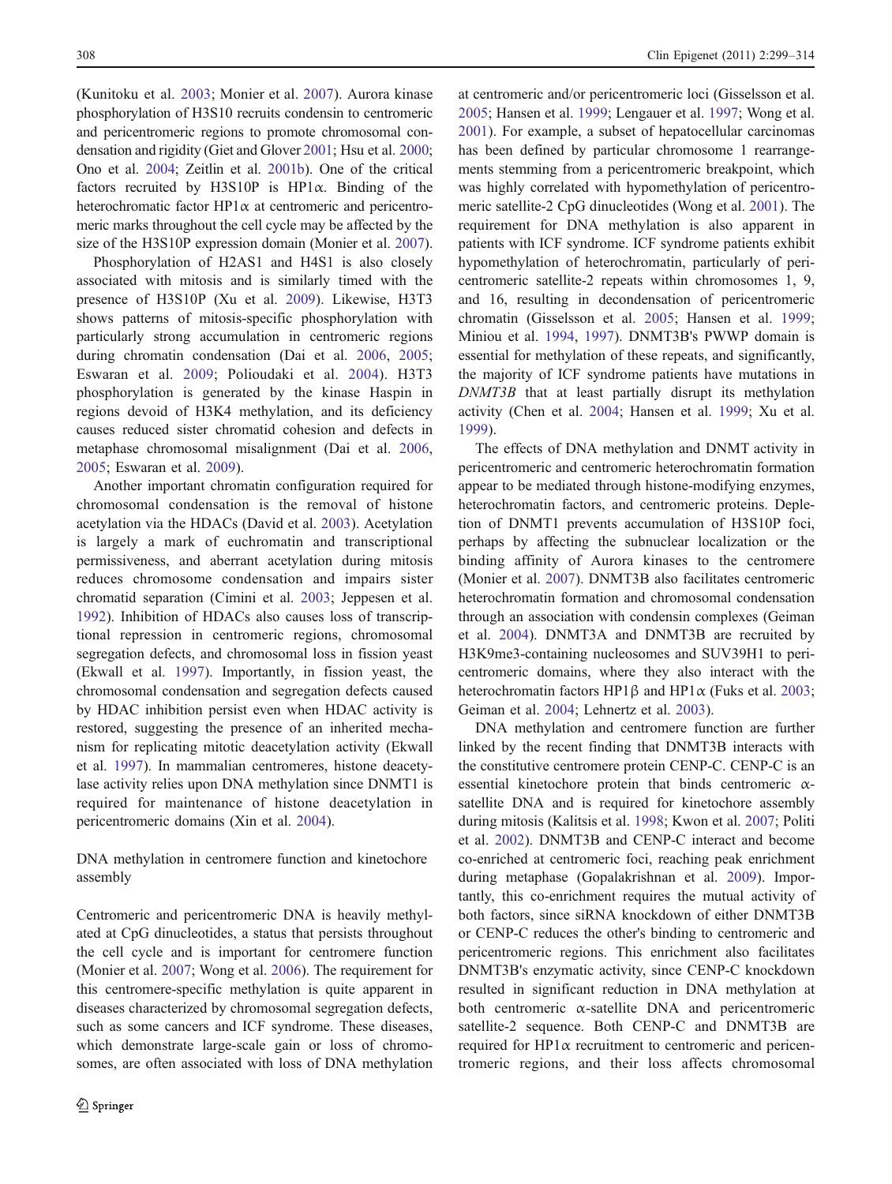(Kunitoku et al. 2003; Monier et al. 2007). Aurora kinase phosphorylation of H3S10 recruits condensin to centromeric and pericentromeric regions to promote chromosomal condensation and rigidity (Giet and Glover 2001; Hsu et al. 2000; Ono et al. 2004; Zeitlin et al. 2001b). One of the critical factors recruited by H3S10P is HP1α. Binding of the heterochromatic factor HP1α at centromeric and pericentromeric marks throughout the cell cycle may be affected by the size of the H3S10P expression domain (Monier et al. 2007).

Phosphorylation of H2AS1 and H4S1 is also closely associated with mitosis and is similarly timed with the presence of H3S10P (Xu et al. 2009). Likewise, H3T3 shows patterns of mitosis-specific phosphorylation with particularly strong accumulation in centromeric regions during chromatin condensation (Dai et al. 2006, 2005; Eswaran et al. 2009; Polioudaki et al. 2004). H3T3 phosphorylation is generated by the kinase Haspin in regions devoid of H3K4 methylation, and its deficiency causes reduced sister chromatid cohesion and defects in metaphase chromosomal misalignment (Dai et al. 2006, 2005; Eswaran et al. 2009).

Another important chromatin configuration required for chromosomal condensation is the removal of histone acetylation via the HDACs (David et al. 2003). Acetylation is largely a mark of euchromatin and transcriptional permissiveness, and aberrant acetylation during mitosis reduces chromosome condensation and impairs sister chromatid separation (Cimini et al. 2003; Jeppesen et al. 1992). Inhibition of HDACs also causes loss of transcriptional repression in centromeric regions, chromosomal segregation defects, and chromosomal loss in fission yeast (Ekwall et al. 1997). Importantly, in fission yeast, the chromosomal condensation and segregation defects caused by HDAC inhibition persist even when HDAC activity is restored, suggesting the presence of an inherited mechanism for replicating mitotic deacetylation activity (Ekwall et al. 1997). In mammalian centromeres, histone deacetylase activity relies upon DNA methylation since DNMT1 is required for maintenance of histone deacetylation in pericentromeric domains (Xin et al. 2004).

## DNA methylation in centromere function and kinetochore assembly

Centromeric and pericentromeric DNA is heavily methylated at CpG dinucleotides, a status that persists throughout the cell cycle and is important for centromere function (Monier et al. 2007; Wong et al. 2006). The requirement for this centromere-specific methylation is quite apparent in diseases characterized by chromosomal segregation defects, such as some cancers and ICF syndrome. These diseases, which demonstrate large-scale gain or loss of chromosomes, are often associated with loss of DNA methylation at centromeric and/or pericentromeric loci (Gisselsson et al. 2005; Hansen et al. 1999; Lengauer et al. 1997; Wong et al. 2001). For example, a subset of hepatocellular carcinomas has been defined by particular chromosome 1 rearrangements stemming from a pericentromeric breakpoint, which was highly correlated with hypomethylation of pericentromeric satellite-2 CpG dinucleotides (Wong et al. 2001). The requirement for DNA methylation is also apparent in patients with ICF syndrome. ICF syndrome patients exhibit hypomethylation of heterochromatin, particularly of pericentromeric satellite-2 repeats within chromosomes 1, 9, and 16, resulting in decondensation of pericentromeric chromatin (Gisselsson et al. 2005; Hansen et al. 1999; Miniou et al. 1994, 1997). DNMT3B's PWWP domain is essential for methylation of these repeats, and significantly, the majority of ICF syndrome patients have mutations in *DNMT3B* that at least partially disrupt its methylation activity (Chen et al. 2004; Hansen et al. 1999; Xu et al. 1999).

The effects of DNA methylation and DNMT activity in pericentromeric and centromeric heterochromatin formation appear to be mediated through histone-modifying enzymes, heterochromatin factors, and centromeric proteins. Depletion of DNMT1 prevents accumulation of H3S10P foci, perhaps by affecting the subnuclear localization or the binding affinity of Aurora kinases to the centromere (Monier et al. 2007). DNMT3B also facilitates centromeric heterochromatin formation and chromosomal condensation through an association with condensin complexes (Geiman et al. 2004). DNMT3A and DNMT3B are recruited by H3K9me3-containing nucleosomes and SUV39H1 to pericentromeric domains, where they also interact with the heterochromatin factors HP1β and HP1α (Fuks et al. 2003; Geiman et al. 2004; Lehnertz et al. 2003).

DNA methylation and centromere function are further linked by the recent finding that DNMT3B interacts with the constitutive centromere protein CENP-C. CENP-C is an essential kinetochore protein that binds centromeric α-satellite DNA and is required for kinetochore assembly during mitosis (Kalitsis et al. 1998; Kwon et al. 2007; Politi et al. 2002). DNMT3B and CENP-C interact and become co-enriched at centromeric foci, reaching peak enrichment during metaphase (Gopalakrishnan et al. 2009). Importantly, this co-enrichment requires the mutual activity of both factors, since siRNA knockdown of either DNMT3B or CENP-C reduces the other's binding to centromeric and pericentromeric regions. This enrichment also facilitates DNMT3B's enzymatic activity, since CENP-C knockdown resulted in significant reduction in DNA methylation at both centromeric α-satellite DNA and pericentromeric satellite-2 sequence. Both CENP-C and DNMT3B are required for HP1α recruitment to centromeric and pericentromeric regions, and their loss affects chromosomal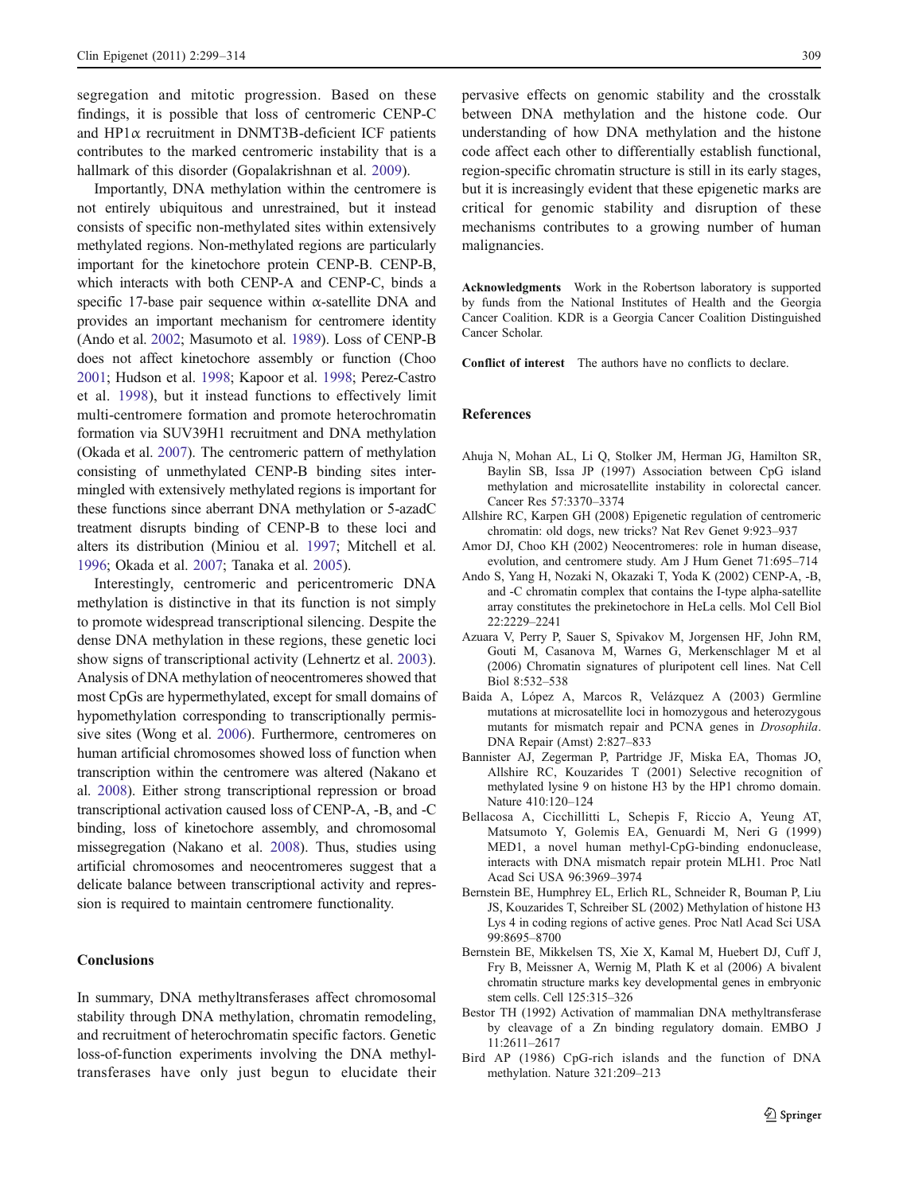segregation and mitotic progression. Based on these findings, it is possible that loss of centromeric CENP-C and HP1α recruitment in DNMT3B-deficient ICF patients contributes to the marked centromeric instability that is a hallmark of this disorder (Gopalakrishnan et al. 2009).

Importantly, DNA methylation within the centromere is not entirely ubiquitous and unrestrained, but it instead consists of specific non-methylated sites within extensively methylated regions. Non-methylated regions are particularly important for the kinetochore protein CENP-B. CENP-B, which interacts with both CENP-A and CENP-C, binds a specific 17-base pair sequence within α-satellite DNA and provides an important mechanism for centromere identity (Ando et al. 2002; Masumoto et al. 1989). Loss of CENP-B does not affect kinetochore assembly or function (Choo 2001; Hudson et al. 1998; Kapoor et al. 1998; Perez-Castro et al. 1998), but it instead functions to effectively limit multi-centromere formation and promote heterochromatin formation via SUV39H1 recruitment and DNA methylation (Okada et al. 2007). The centromeric pattern of methylation consisting of unmethylated CENP-B binding sites intermingled with extensively methylated regions is important for these functions since aberrant DNA methylation or 5-azadC treatment disrupts binding of CENP-B to these loci and alters its distribution (Miniou et al. 1997; Mitchell et al. 1996; Okada et al. 2007; Tanaka et al. 2005).

Interestingly, centromeric and pericentromeric DNA methylation is distinctive in that its function is not simply to promote widespread transcriptional silencing. Despite the dense DNA methylation in these regions, these genetic loci show signs of transcriptional activity (Lehnertz et al. 2003). Analysis of DNA methylation of neocentromeres showed that most CpGs are hypermethylated, except for small domains of hypomethylation corresponding to transcriptionally permissive sites (Wong et al. 2006). Furthermore, centromeres on human artificial chromosomes showed loss of function when transcription within the centromere was altered (Nakano et al. 2008). Either strong transcriptional repression or broad transcriptional activation caused loss of CENP-A, -B, and -C binding, loss of kinetochore assembly, and chromosomal missegregation (Nakano et al. 2008). Thus, studies using artificial chromosomes and neocentromeres suggest that a delicate balance between transcriptional activity and repression is required to maintain centromere functionality.

## Conclusions

In summary, DNA methyltransferases affect chromosomal stability through DNA methylation, chromatin remodeling, and recruitment of heterochromatin specific factors. Genetic loss-of-function experiments involving the DNA methyltransferases have only just begun to elucidate their pervasive effects on genomic stability and the crosstalk between DNA methylation and the histone code. Our understanding of how DNA methylation and the histone code affect each other to differentially establish functional, region-specific chromatin structure is still in its early stages, but it is increasingly evident that these epigenetic marks are critical for genomic stability and disruption of these mechanisms contributes to a growing number of human malignancies.

**Acknowledgments** Work in the Robertson laboratory is supported by funds from the National Institutes of Health and the Georgia Cancer Coalition. KDR is a Georgia Cancer Coalition Distinguished Cancer Scholar.

**Conflict of interest** The authors have no conflicts to declare.

## References

Ahuja N, Mohan AL, Li Q, Stolker JM, Herman JG, Hamilton SR, Baylin SB, Issa JP (1997) Association between CpG island methylation and microsatellite instability in colorectal cancer. Cancer Res 57:3370–3374

Allshire RC, Karpen GH (2008) Epigenetic regulation of centromeric chromatin: old dogs, new tricks? Nat Rev Genet 9:923–937

Amor DJ, Choo KH (2002) Neocentromeres: role in human disease, evolution, and centromere study. Am J Hum Genet 71:695–714

Ando S, Yang H, Nozaki N, Okazaki T, Yoda K (2002) CENP-A, -B, and -C chromatin complex that contains the I-type alpha-satellite array constitutes the prekinetochore in HeLa cells. Mol Cell Biol 22:2229–2241

Azuara V, Perry P, Sauer S, Spivakov M, Jorgensen HF, John RM, Gouti M, Casanova M, Warnes G, Merkenschlager M et al (2006) Chromatin signatures of pluripotent cell lines. Nat Cell Biol 8:532–538

Baida A, López A, Marcos R, Velázquez A (2003) Germline mutations at microsatellite loci in homozygous and heterozygous mutants for mismatch repair and PCNA genes in *Drosophila*. DNA Repair (Amst) 2:827–833

Bannister AJ, Zegerman P, Partridge JF, Miska EA, Thomas JO, Allshire RC, Kouzarides T (2001) Selective recognition of methylated lysine 9 on histone H3 by the HP1 chromo domain. Nature 410:120–124

Bellacosa A, Cicchillitti L, Schepis F, Riccio A, Yeung AT, Matsumoto Y, Golemis EA, Genuardi M, Neri G (1999) MED1, a novel human methyl-CpG-binding endonuclease, interacts with DNA mismatch repair protein MLH1. Proc Natl Acad Sci USA 96:3969–3974

Bernstein BE, Humphrey EL, Erlich RL, Schneider R, Bouman P, Liu JS, Kouzarides T, Schreiber SL (2002) Methylation of histone H3 Lys 4 in coding regions of active genes. Proc Natl Acad Sci USA 99:8695–8700

Bernstein BE, Mikkelsen TS, Xie X, Kamal M, Huebert DJ, Cuff J, Fry B, Meissner A, Wernig M, Plath K et al (2006) A bivalent chromatin structure marks key developmental genes in embryonic stem cells. Cell 125:315–326

Bestor TH (1992) Activation of mammalian DNA methyltransferase by cleavage of a Zn binding regulatory domain. EMBO J 11:2611–2617

Bird AP (1986) CpG-rich islands and the function of DNA methylation. Nature 321:209–213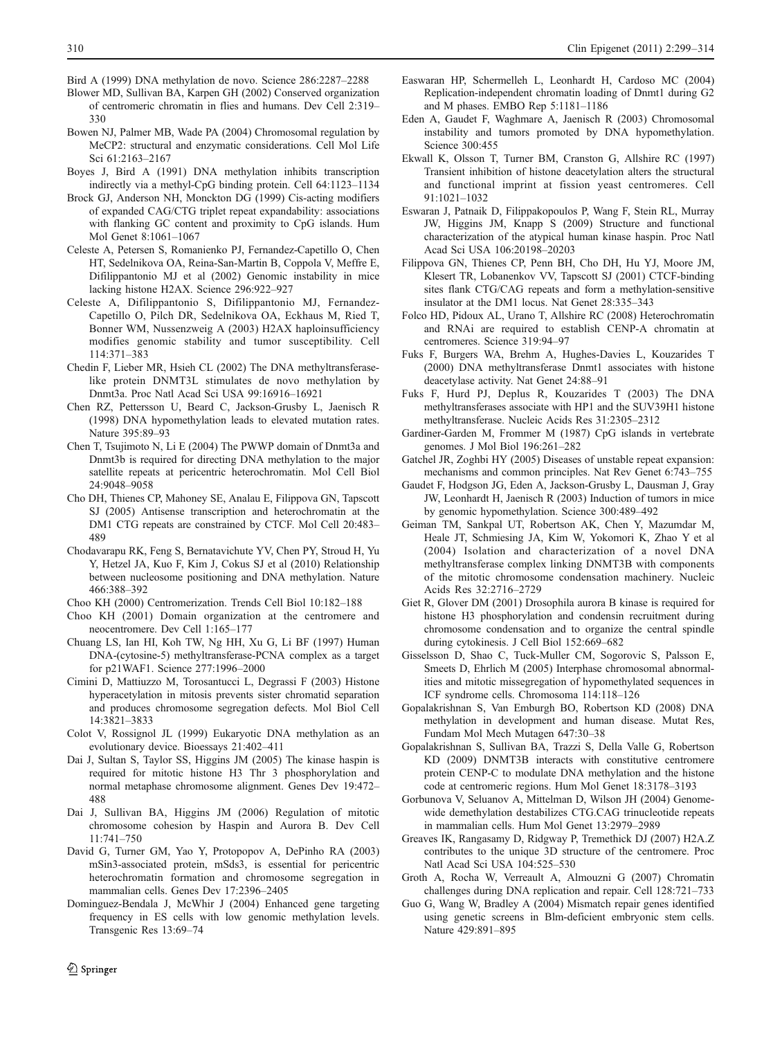Bird A (1999) DNA methylation de novo. Science 286:2287–2288

Blower MD, Sullivan BA, Karpen GH (2002) Conserved organization of centromeric chromatin in flies and humans. Dev Cell 2:319–330

Bowen NJ, Palmer MB, Wade PA (2004) Chromosomal regulation by MeCP2: structural and enzymatic considerations. Cell Mol Life Sci 61:2163–2167

Boyes J, Bird A (1991) DNA methylation inhibits transcription indirectly via a methyl-CpG binding protein. Cell 64:1123–1134

Brock GJ, Anderson NH, Monckton DG (1999) Cis-acting modifiers of expanded CAG/CTG triplet repeat expandability: associations with flanking GC content and proximity to CpG islands. Hum Mol Genet 8:1061–1067

Celeste A, Petersen S, Romanienko PJ, Fernandez-Capetillo O, Chen HT, Sedelnikova OA, Reina-San-Martin B, Coppola V, Meffre E, Difilippantonio MJ et al (2002) Genomic instability in mice lacking histone H2AX. Science 296:922–927

Celeste A, Difilippantonio S, Difilippantonio MJ, Fernandez-Capetillo O, Pilch DR, Sedelnikova OA, Eckhaus M, Ried T, Bonner WM, Nussenzweig A (2003) H2AX haploinsufficiency modifies genomic stability and tumor susceptibility. Cell 114:371–383

Chedin F, Lieber MR, Hsieh CL (2002) The DNA methyltransferase-like protein DNMT3L stimulates de novo methylation by Dnmt3a. Proc Natl Acad Sci USA 99:16916–16921

Chen RZ, Pettersson U, Beard C, Jackson-Grusby L, Jaenisch R (1998) DNA hypomethylation leads to elevated mutation rates. Nature 395:89–93

Chen T, Tsujimoto N, Li E (2004) The PWWP domain of Dnmt3a and Dnmt3b is required for directing DNA methylation to the major satellite repeats at pericentric heterochromatin. Mol Cell Biol 24:9048–9058

Cho DH, Thienes CP, Mahoney SE, Analau E, Filippova GN, Tapscott SJ (2005) Antisense transcription and heterochromatin at the DM1 CTG repeats are constrained by CTCF. Mol Cell 20:483–489

Chodavarapu RK, Feng S, Bernatavichute YV, Chen PY, Stroud H, Yu Y, Hetzel JA, Kuo F, Kim J, Cokus SJ et al (2010) Relationship between nucleosome positioning and DNA methylation. Nature 466:388–392

Choo KH (2000) Centromerization. Trends Cell Biol 10:182–188

Choo KH (2001) Domain organization at the centromere and neocentromere. Dev Cell 1:165–177

Chuang LS, Ian HI, Koh TW, Ng HH, Xu G, Li BF (1997) Human DNA-(cytosine-5) methyltransferase-PCNA complex as a target for p21WAF1. Science 277:1996–2000

Cimini D, Mattiuzzo M, Torosantucci L, Degrassi F (2003) Histone hyperacetylation in mitosis prevents sister chromatid separation and produces chromosome segregation defects. Mol Biol Cell 14:3821–3833

Colot V, Rossignol JL (1999) Eukaryotic DNA methylation as an evolutionary device. Bioessays 21:402–411

Dai J, Sultan S, Taylor SS, Higgins JM (2005) The kinase haspin is required for mitotic histone H3 Thr 3 phosphorylation and normal metaphase chromosome alignment. Genes Dev 19:472–488

Dai J, Sullivan BA, Higgins JM (2006) Regulation of mitotic chromosome cohesion by Haspin and Aurora B. Dev Cell 11:741–750

David G, Turner GM, Yao Y, Protopopov A, DePinho RA (2003) mSin3-associated protein, mSds3, is essential for pericentric heterochromatin formation and chromosome segregation in mammalian cells. Genes Dev 17:2396–2405

Dominguez-Bendala J, McWhir J (2004) Enhanced gene targeting frequency in ES cells with low genomic methylation levels. Transgenic Res 13:69–74

Easwaran HP, Schermelleh L, Leonhardt H, Cardoso MC (2004) Replication-independent chromatin loading of Dnmt1 during G2 and M phases. EMBO Rep 5:1181–1186

Eden A, Gaudet F, Waghmare A, Jaenisch R (2003) Chromosomal instability and tumors promoted by DNA hypomethylation. Science 300:455

Ekwall K, Olsson T, Turner BM, Cranston G, Allshire RC (1997) Transient inhibition of histone deacetylation alters the structural and functional imprint at fission yeast centromeres. Cell 91:1021–1032

Eswaran J, Patnaik D, Filippakopoulos P, Wang F, Stein RL, Murray JW, Higgins JM, Knapp S (2009) Structure and functional characterization of the atypical human kinase haspin. Proc Natl Acad Sci USA 106:20198–20203

Filippova GN, Thienes CP, Penn BH, Cho DH, Hu YJ, Moore JM, Klesert TR, Lobanenkov VV, Tapscott SJ (2001) CTCF-binding sites flank CTG/CAG repeats and form a methylation-sensitive insulator at the DM1 locus. Nat Genet 28:335–343

Folco HD, Pidoux AL, Urano T, Allshire RC (2008) Heterochromatin and RNAi are required to establish CENP-A chromatin at centromeres. Science 319:94–97

Fuks F, Burgers WA, Brehm A, Hughes-Davies L, Kouzarides T (2000) DNA methyltransferase Dnmt1 associates with histone deacetylase activity. Nat Genet 24:88–91

Fuks F, Hurd PJ, Deplus R, Kouzarides T (2003) The DNA methyltransferases associate with HP1 and the SUV39H1 histone methyltransferase. Nucleic Acids Res 31:2305–2312

Gardiner-Garden M, Frommer M (1987) CpG islands in vertebrate genomes. J Mol Biol 196:261–282

Gatchel JR, Zoghbi HY (2005) Diseases of unstable repeat expansion: mechanisms and common principles. Nat Rev Genet 6:743–755

Gaudet F, Hodgson JG, Eden A, Jackson-Grusby L, Dausman J, Gray JW, Leonhardt H, Jaenisch R (2003) Induction of tumors in mice by genomic hypomethylation. Science 300:489–492

Geiman TM, Sankpal UT, Robertson AK, Chen Y, Mazumdar M, Heale JT, Schmiesing JA, Kim W, Yokomori K, Zhao Y et al (2004) Isolation and characterization of a novel DNA methyltransferase complex linking DNMT3B with components of the mitotic chromosome condensation machinery. Nucleic Acids Res 32:2716–2729

Giet R, Glover DM (2001) Drosophila aurora B kinase is required for histone H3 phosphorylation and condensin recruitment during chromosome condensation and to organize the central spindle during cytokinesis. J Cell Biol 152:669–682

Gisselsson D, Shao C, Tuck-Muller CM, Sogorovic S, Palsson E, Smeets D, Ehrlich M (2005) Interphase chromosomal abnormalities and mitotic missegregation of hypomethylated sequences in ICF syndrome cells. Chromosoma 114:118–126

Gopalakrishnan S, Van Emburgh BO, Robertson KD (2008) DNA methylation in development and human disease. Mutat Res, Fundam Mol Mech Mutagen 647:30–38

Gopalakrishnan S, Sullivan BA, Trazzi S, Della Valle G, Robertson KD (2009) DNMT3B interacts with constitutive centromere protein CENP-C to modulate DNA methylation and the histone code at centromeric regions. Hum Mol Genet 18:3178–3193

Gorbunova V, Seluanov A, Mittelman D, Wilson JH (2004) Genome-wide demethylation destabilizes CTG.CAG trinucleotide repeats in mammalian cells. Hum Mol Genet 13:2979–2989

Greaves IK, Rangasamy D, Ridgway P, Tremethick DJ (2007) H2A.Z contributes to the unique 3D structure of the centromere. Proc Natl Acad Sci USA 104:525–530

Groth A, Rocha W, Verreault A, Almouzni G (2007) Chromatin challenges during DNA replication and repair. Cell 128:721–733

Guo G, Wang W, Bradley A (2004) Mismatch repair genes identified using genetic screens in Blm-deficient embryonic stem cells. Nature 429:891–895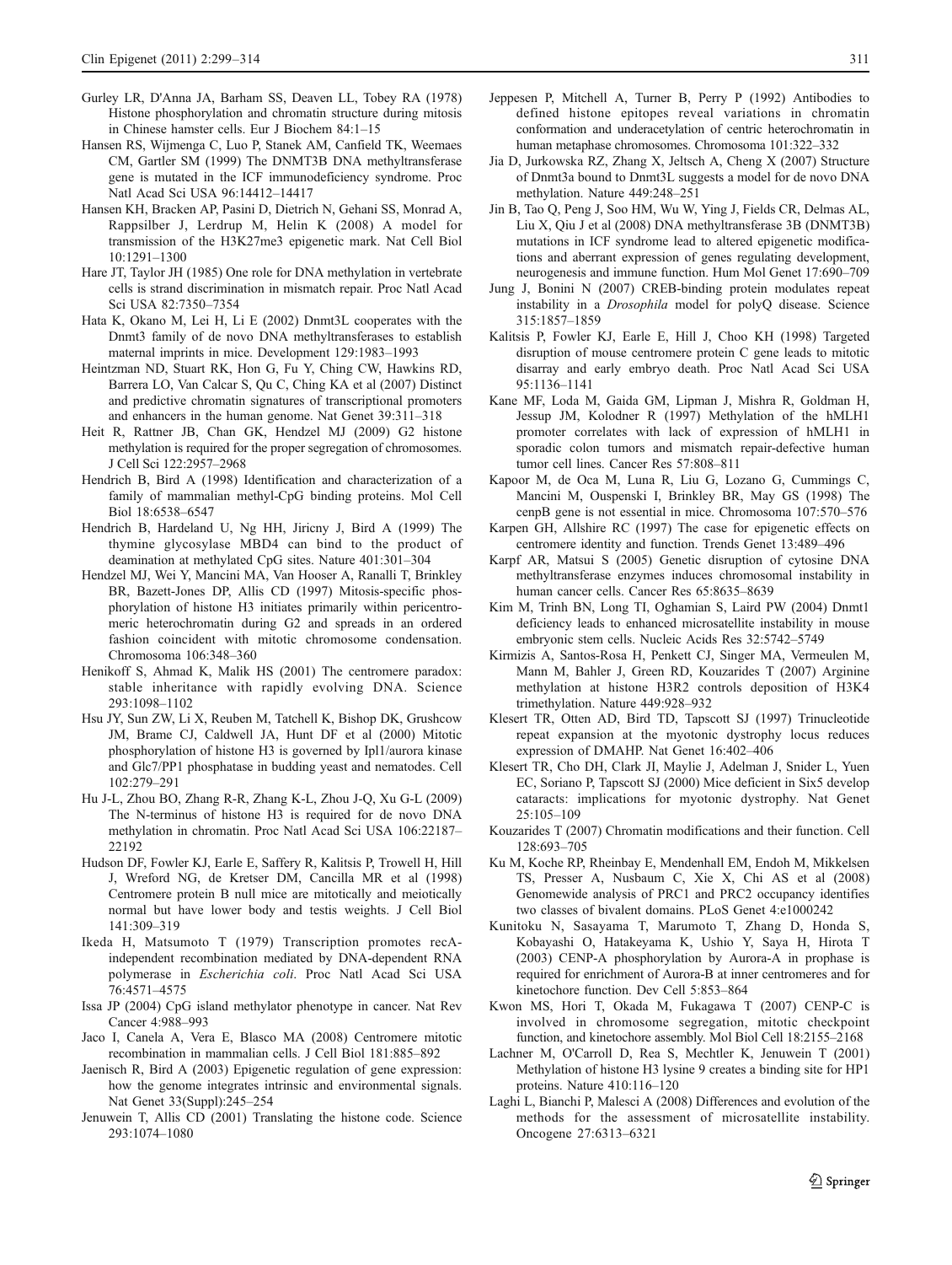Gurley LR, D'Anna JA, Barham SS, Deaven LL, Tobey RA (1978) Histone phosphorylation and chromatin structure during mitosis in Chinese hamster cells. Eur J Biochem 84:1–15

Hansen RS, Wijmenga C, Luo P, Stanek AM, Canfield TK, Weemaes CM, Gartler SM (1999) The DNMT3B DNA methyltransferase gene is mutated in the ICF immunodeficiency syndrome. Proc Natl Acad Sci USA 96:14412–14417

Hansen KH, Bracken AP, Pasini D, Dietrich N, Gehani SS, Monrad A, Rappsilber J, Lerdrup M, Helin K (2008) A model for transmission of the H3K27me3 epigenetic mark. Nat Cell Biol 10:1291–1300

Hare JT, Taylor JH (1985) One role for DNA methylation in vertebrate cells is strand discrimination in mismatch repair. Proc Natl Acad Sci USA 82:7350–7354

Hata K, Okano M, Lei H, Li E (2002) Dnmt3L cooperates with the Dnmt3 family of de novo DNA methyltransferases to establish maternal imprints in mice. Development 129:1983–1993

Heintzman ND, Stuart RK, Hon G, Fu Y, Ching CW, Hawkins RD, Barrera LO, Van Calcar S, Qu C, Ching KA et al (2007) Distinct and predictive chromatin signatures of transcriptional promoters and enhancers in the human genome. Nat Genet 39:311–318

Heit R, Rattner JB, Chan GK, Hendzel MJ (2009) G2 histone methylation is required for the proper segregation of chromosomes. J Cell Sci 122:2957–2968

Hendrich B, Bird A (1998) Identification and characterization of a family of mammalian methyl-CpG binding proteins. Mol Cell Biol 18:6538–6547

Hendrich B, Hardeland U, Ng HH, Jiricny J, Bird A (1999) The thymine glycosylase MBD4 can bind to the product of deamination at methylated CpG sites. Nature 401:301–304

Hendzel MJ, Wei Y, Mancini MA, Van Hooser A, Ranalli T, Brinkley BR, Bazett-Jones DP, Allis CD (1997) Mitosis-specific phosphorylation of histone H3 initiates primarily within pericentromeric heterochromatin during G2 and spreads in an ordered fashion coincident with mitotic chromosome condensation. Chromosoma 106:348–360

Henikoff S, Ahmad K, Malik HS (2001) The centromere paradox: stable inheritance with rapidly evolving DNA. Science 293:1098–1102

Hsu JY, Sun ZW, Li X, Reuben M, Tatchell K, Bishop DK, Grushcow JM, Brame CJ, Caldwell JA, Hunt DF et al (2000) Mitotic phosphorylation of histone H3 is governed by Ipl1/aurora kinase and Glc7/PP1 phosphatase in budding yeast and nematodes. Cell 102:279–291

Hu J-L, Zhou BO, Zhang R-R, Zhang K-L, Zhou J-Q, Xu G-L (2009) The N-terminus of histone H3 is required for de novo DNA methylation in chromatin. Proc Natl Acad Sci USA 106:22187–22192

Hudson DF, Fowler KJ, Earle E, Saffery R, Kalitsis P, Trowell H, Hill J, Wreford NG, de Kretser DM, Cancilla MR et al (1998) Centromere protein B null mice are mitotically and meiotically normal but have lower body and testis weights. J Cell Biol 141:309–319

Ikeda H, Matsumoto T (1979) Transcription promotes recA-independent recombination mediated by DNA-dependent RNA polymerase in *Escherichia coli*. Proc Natl Acad Sci USA 76:4571–4575

Issa JP (2004) CpG island methylator phenotype in cancer. Nat Rev Cancer 4:988–993

Jaco I, Canela A, Vera E, Blasco MA (2008) Centromere mitotic recombination in mammalian cells. J Cell Biol 181:885–892

Jaenisch R, Bird A (2003) Epigenetic regulation of gene expression: how the genome integrates intrinsic and environmental signals. Nat Genet 33(Suppl):245–254

Jenuwein T, Allis CD (2001) Translating the histone code. Science 293:1074–1080

Jeppesen P, Mitchell A, Turner B, Perry P (1992) Antibodies to defined histone epitopes reveal variations in chromatin conformation and underacetylation of centric heterochromatin in human metaphase chromosomes. Chromosoma 101:322–332

Jia D, Jurkowska RZ, Zhang X, Jeltsch A, Cheng X (2007) Structure of Dnmt3a bound to Dnmt3L suggests a model for de novo DNA methylation. Nature 449:248–251

Jin B, Tao Q, Peng J, Soo HM, Wu W, Ying J, Fields CR, Delmas AL, Liu X, Qiu J et al (2008) DNA methyltransferase 3B (DNMT3B) mutations in ICF syndrome lead to altered epigenetic modifications and aberrant expression of genes regulating development, neurogenesis and immune function. Hum Mol Genet 17:690–709

Jung J, Bonini N (2007) CREB-binding protein modulates repeat instability in a *Drosophila* model for polyQ disease. Science 315:1857–1859

Kalitsis P, Fowler KJ, Earle E, Hill J, Choo KH (1998) Targeted disruption of mouse centromere protein C gene leads to mitotic disarray and early embryo death. Proc Natl Acad Sci USA 95:1136–1141

Kane MF, Loda M, Gaida GM, Lipman J, Mishra R, Goldman H, Jessup JM, Kolodner R (1997) Methylation of the hMLH1 promoter correlates with lack of expression of hMLH1 in sporadic colon tumors and mismatch repair-defective human tumor cell lines. Cancer Res 57:808–811

Kapoor M, de Oca M, Luna R, Liu G, Lozano G, Cummings C, Mancini M, Ouspenski I, Brinkley BR, May GS (1998) The cenpB gene is not essential in mice. Chromosoma 107:570–576

Karpen GH, Allshire RC (1997) The case for epigenetic effects on centromere identity and function. Trends Genet 13:489–496

Karpf AR, Matsui S (2005) Genetic disruption of cytosine DNA methyltransferase enzymes induces chromosomal instability in human cancer cells. Cancer Res 65:8635–8639

Kim M, Trinh BN, Long TI, Oghamian S, Laird PW (2004) Dnmt1 deficiency leads to enhanced microsatellite instability in mouse embryonic stem cells. Nucleic Acids Res 32:5742–5749

Kirmizis A, Santos-Rosa H, Penkett CJ, Singer MA, Vermeulen M, Mann M, Bahler J, Green RD, Kouzarides T (2007) Arginine methylation at histone H3R2 controls deposition of H3K4 trimethylation. Nature 449:928–932

Klesert TR, Otten AD, Bird TD, Tapscott SJ (1997) Trinucleotide repeat expansion at the myotonic dystrophy locus reduces expression of DMAHP. Nat Genet 16:402–406

Klesert TR, Cho DH, Clark JI, Maylie J, Adelman J, Snider L, Yuen EC, Soriano P, Tapscott SJ (2000) Mice deficient in Six5 develop cataracts: implications for myotonic dystrophy. Nat Genet 25:105–109

Kouzarides T (2007) Chromatin modifications and their function. Cell 128:693–705

Ku M, Koche RP, Rheinbay E, Mendenhall EM, Endoh M, Mikkelsen TS, Presser A, Nusbaum C, Xie X, Chi AS et al (2008) Genomewide analysis of PRC1 and PRC2 occupancy identifies two classes of bivalent domains. PLoS Genet 4:e1000242

Kunitoku N, Sasayama T, Marumoto T, Zhang D, Honda S, Kobayashi O, Hatakeyama K, Ushio Y, Saya H, Hirota T (2003) CENP-A phosphorylation by Aurora-A in prophase is required for enrichment of Aurora-B at inner centromeres and for kinetochore function. Dev Cell 5:853–864

Kwon MS, Hori T, Okada M, Fukagawa T (2007) CENP-C is involved in chromosome segregation, mitotic checkpoint function, and kinetochore assembly. Mol Biol Cell 18:2155–2168

Lachner M, O'Carroll D, Rea S, Mechtler K, Jenuwein T (2001) Methylation of histone H3 lysine 9 creates a binding site for HP1 proteins. Nature 410:116–120

Laghi L, Bianchi P, Malesci A (2008) Differences and evolution of the methods for the assessment of microsatellite instability. Oncogene 27:6313–6321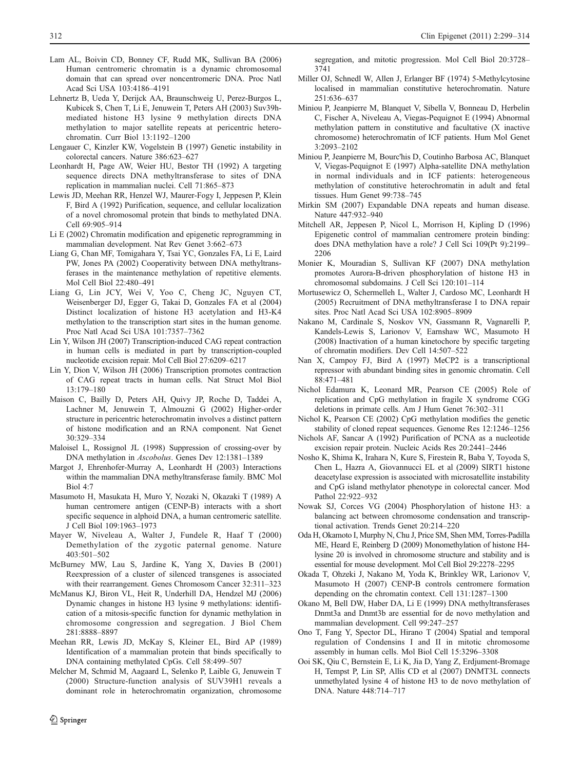Lam AL, Boivin CD, Bonney CF, Rudd MK, Sullivan BA (2006) Human centromeric chromatin is a dynamic chromosomal domain that can spread over noncentromeric DNA. Proc Natl Acad Sci USA 103:4186–4191

Lehnertz B, Ueda Y, Derijck AA, Braunschweig U, Perez-Burgos L, Kubicek S, Chen T, Li E, Jenuwein T, Peters AH (2003) Suv39h-mediated histone H3 lysine 9 methylation directs DNA methylation to major satellite repeats at pericentric heterochromatin. Curr Biol 13:1192–1200

Lengauer C, Kinzler KW, Vogelstein B (1997) Genetic instability in colorectal cancers. Nature 386:623–627

Leonhardt H, Page AW, Weier HU, Bestor TH (1992) A targeting sequence directs DNA methyltransferase to sites of DNA replication in mammalian nuclei. Cell 71:865–873

Lewis JD, Meehan RR, Henzel WJ, Maurer-Fogy I, Jeppesen P, Klein F, Bird A (1992) Purification, sequence, and cellular localization of a novel chromosomal protein that binds to methylated DNA. Cell 69:905–914

Li E (2002) Chromatin modification and epigenetic reprogramming in mammalian development. Nat Rev Genet 3:662–673

Liang G, Chan MF, Tomigahara Y, Tsai YC, Gonzales FA, Li E, Laird PW, Jones PA (2002) Cooperativity between DNA methyltransferases in the maintenance methylation of repetitive elements. Mol Cell Biol 22:480–491

Liang G, Lin JCY, Wei V, Yoo C, Cheng JC, Nguyen CT, Weisenberger DJ, Egger G, Takai D, Gonzales FA et al (2004) Distinct localization of histone H3 acetylation and H3-K4 methylation to the transcription start sites in the human genome. Proc Natl Acad Sci USA 101:7357–7362

Lin Y, Wilson JH (2007) Transcription-induced CAG repeat contraction in human cells is mediated in part by transcription-coupled nucleotide excision repair. Mol Cell Biol 27:6209–6217

Lin Y, Dion V, Wilson JH (2006) Transcription promotes contraction of CAG repeat tracts in human cells. Nat Struct Mol Biol 13:179–180

Maison C, Bailly D, Peters AH, Quivy JP, Roche D, Taddei A, Lachner M, Jenuwein T, Almouzni G (2002) Higher-order structure in pericentric heterochromatin involves a distinct pattern of histone modification and an RNA component. Nat Genet 30:329–334

Maloisel L, Rossignol JL (1998) Suppression of crossing-over by DNA methylation in *Ascobolus*. Genes Dev 12:1381–1389

Margot J, Ehrenhofer-Murray A, Leonhardt H (2003) Interactions within the mammalian DNA methyltransferase family. BMC Mol Biol 4:7

Masumoto H, Masukata H, Muro Y, Nozaki N, Okazaki T (1989) A human centromere antigen (CENP-B) interacts with a short specific sequence in alphoid DNA, a human centromeric satellite. J Cell Biol 109:1963–1973

Mayer W, Niveleau A, Walter J, Fundele R, Haaf T (2000) Demethylation of the zygotic paternal genome. Nature 403:501–502

McBurney MW, Lau S, Jardine K, Yang X, Davies B (2001) Reexpression of a cluster of silenced transgenes is associated with their rearrangement. Genes Chromosom Cancer 32:311–323

McManus KJ, Biron VL, Heit R, Underhill DA, Hendzel MJ (2006) Dynamic changes in histone H3 lysine 9 methylations: identification of a mitosis-specific function for dynamic methylation in chromosome congression and segregation. J Biol Chem 281:8888–8897

Meehan RR, Lewis JD, McKay S, Kleiner EL, Bird AP (1989) Identification of a mammalian protein that binds specifically to DNA containing methylated CpGs. Cell 58:499–507

Melcher M, Schmid M, Aagaard L, Selenko P, Laible G, Jenuwein T (2000) Structure-function analysis of SUV39H1 reveals a dominant role in heterochromatin organization, chromosome segregation, and mitotic progression. Mol Cell Biol 20:3728–3741

Miller OJ, Schnedl W, Allen J, Erlanger BF (1974) 5-Methylcytosine localised in mammalian constitutive heterochromatin. Nature 251:636–637

Miniou P, Jeanpierre M, Blanquet V, Sibella V, Bonneau D, Herbelin C, Fischer A, Niveleau A, Viegas-Pequignot E (1994) Abnormal methylation pattern in constitutive and facultative (X inactive chromosome) heterochromatin of ICF patients. Hum Mol Genet 3:2093–2102

Miniou P, Jeanpierre M, Bourc'his D, Coutinho Barbosa AC, Blanquet V, Viegas-Pequignot E (1997) Alpha-satellite DNA methylation in normal individuals and in ICF patients: heterogeneous methylation of constitutive heterochromatin in adult and fetal tissues. Hum Genet 99:738–745

Mirkin SM (2007) Expandable DNA repeats and human disease. Nature 447:932–940

Mitchell AR, Jeppesen P, Nicol L, Morrison H, Kipling D (1996) Epigenetic control of mammalian centromere protein binding: does DNA methylation have a role? J Cell Sci 109(Pt 9):2199–2206

Monier K, Mouradian S, Sullivan KF (2007) DNA methylation promotes Aurora-B-driven phosphorylation of histone H3 in chromosomal subdomains. J Cell Sci 120:101–114

Mortusewicz O, Schermelleh L, Walter J, Cardoso MC, Leonhardt H (2005) Recruitment of DNA methyltransferase I to DNA repair sites. Proc Natl Acad Sci USA 102:8905–8909

Nakano M, Cardinale S, Noskov VN, Gassmann R, Vagnarelli P, Kandels-Lewis S, Larionov V, Earnshaw WC, Masumoto H (2008) Inactivation of a human kinetochore by specific targeting of chromatin modifiers. Dev Cell 14:507–522

Nan X, Campoy FJ, Bird A (1997) MeCP2 is a transcriptional repressor with abundant binding sites in genomic chromatin. Cell 88:471–481

Nichol Edamura K, Leonard MR, Pearson CE (2005) Role of replication and CpG methylation in fragile X syndrome CGG deletions in primate cells. Am J Hum Genet 76:302–311

Nichol K, Pearson CE (2002) CpG methylation modifies the genetic stability of cloned repeat sequences. Genome Res 12:1246–1256

Nichols AF, Sancar A (1992) Purification of PCNA as a nucleotide excision repair protein. Nucleic Acids Res 20:2441–2446

Nosho K, Shima K, Irahara N, Kure S, Firestein R, Baba Y, Toyoda S, Chen L, Hazra A, Giovannucci EL et al (2009) SIRT1 histone deacetylase expression is associated with microsatellite instability and CpG island methylator phenotype in colorectal cancer. Mod Pathol 22:922–932

Nowak SJ, Corces VG (2004) Phosphorylation of histone H3: a balancing act between chromosome condensation and transcriptional activation. Trends Genet 20:214–220

Oda H, Okamoto I, Murphy N, Chu J, Price SM, Shen MM, Torres-Padilla ME, Heard E, Reinberg D (2009) Monomethylation of histone H4-lysine 20 is involved in chromosome structure and stability and is essential for mouse development. Mol Cell Biol 29:2278–2295

Okada T, Ohzeki J, Nakano M, Yoda K, Brinkley WR, Larionov V, Masumoto H (2007) CENP-B controls centromere formation depending on the chromatin context. Cell 131:1287–1300

Okano M, Bell DW, Haber DA, Li E (1999) DNA methyltransferases Dnmt3a and Dnmt3b are essential for de novo methylation and mammalian development. Cell 99:247–257

Ono T, Fang Y, Spector DL, Hirano T (2004) Spatial and temporal regulation of Condensins I and II in mitotic chromosome assembly in human cells. Mol Biol Cell 15:3296–3308

Ooi SK, Qiu C, Bernstein E, Li K, Jia D, Yang Z, Erdjument-Bromage H, Tempst P, Lin SP, Allis CD et al (2007) DNMT3L connects unmethylated lysine 4 of histone H3 to de novo methylation of DNA. Nature 448:714–717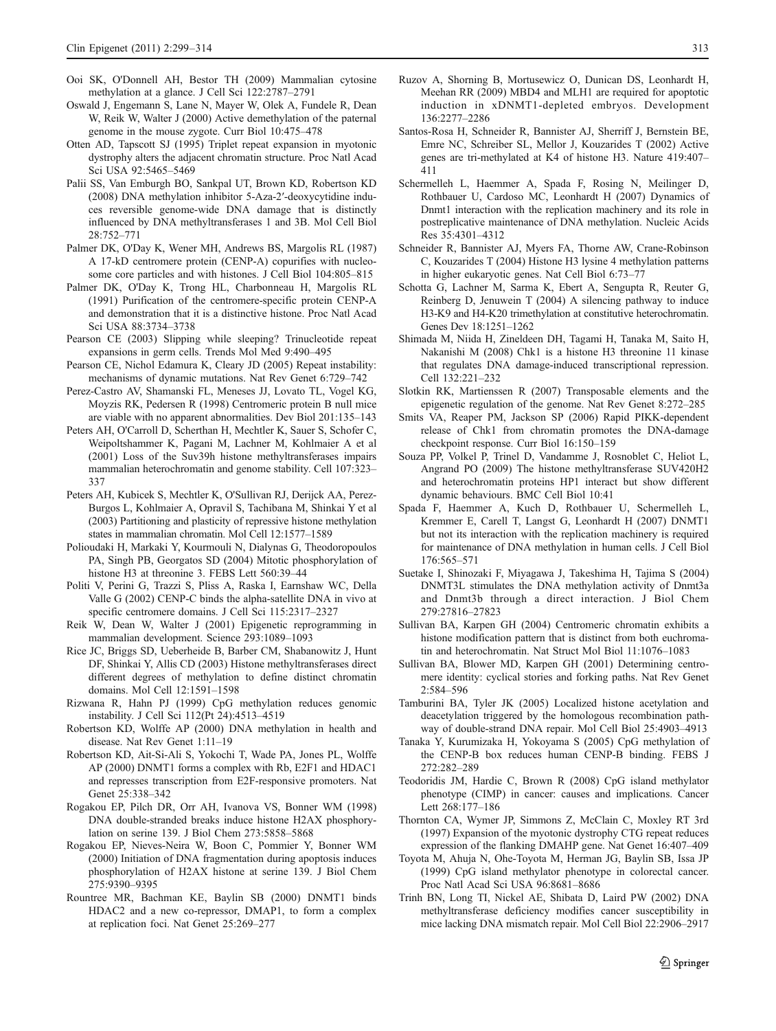Ooi SK, O'Donnell AH, Bestor TH (2009) Mammalian cytosine methylation at a glance. J Cell Sci 122:2787–2791

Oswald J, Engemann S, Lane N, Mayer W, Olek A, Fundele R, Dean W, Reik W, Walter J (2000) Active demethylation of the paternal genome in the mouse zygote. Curr Biol 10:475–478

Otten AD, Tapscott SJ (1995) Triplet repeat expansion in myotonic dystrophy alters the adjacent chromatin structure. Proc Natl Acad Sci USA 92:5465–5469

Palii SS, Van Emburgh BO, Sankpal UT, Brown KD, Robertson KD (2008) DNA methylation inhibitor 5-Aza-2′-deoxycytidine induces reversible genome-wide DNA damage that is distinctly influenced by DNA methyltransferases 1 and 3B. Mol Cell Biol 28:752–771

Palmer DK, O'Day K, Wener MH, Andrews BS, Margolis RL (1987) A 17-kD centromere protein (CENP-A) copurifies with nucleosome core particles and with histones. J Cell Biol 104:805–815

Palmer DK, O'Day K, Trong HL, Charbonneau H, Margolis RL (1991) Purification of the centromere-specific protein CENP-A and demonstration that it is a distinctive histone. Proc Natl Acad Sci USA 88:3734–3738

Pearson CE (2003) Slipping while sleeping? Trinucleotide repeat expansions in germ cells. Trends Mol Med 9:490–495

Pearson CE, Nichol Edamura K, Cleary JD (2005) Repeat instability: mechanisms of dynamic mutations. Nat Rev Genet 6:729–742

Perez-Castro AV, Shamanski FL, Meneses JJ, Lovato TL, Vogel KG, Moyzis RK, Pedersen R (1998) Centromeric protein B null mice are viable with no apparent abnormalities. Dev Biol 201:135–143

Peters AH, O'Carroll D, Scherthan H, Mechtler K, Sauer S, Schofer C, Weipoltshammer K, Pagani M, Lachner M, Kohlmaier A et al (2001) Loss of the Suv39h histone methyltransferases impairs mammalian heterochromatin and genome stability. Cell 107:323–337

Peters AH, Kubicek S, Mechtler K, O'Sullivan RJ, Derijck AA, Perez-Burgos L, Kohlmaier A, Opravil S, Tachibana M, Shinkai Y et al (2003) Partitioning and plasticity of repressive histone methylation states in mammalian chromatin. Mol Cell 12:1577–1589

Polioudaki H, Markaki Y, Kourmouli N, Dialynas G, Theodoropoulos PA, Singh PB, Georgatos SD (2004) Mitotic phosphorylation of histone H3 at threonine 3. FEBS Lett 560:39–44

Politi V, Perini G, Trazzi S, Pliss A, Raska I, Earnshaw WC, Della Valle G (2002) CENP-C binds the alpha-satellite DNA in vivo at specific centromere domains. J Cell Sci 115:2317–2327

Reik W, Dean W, Walter J (2001) Epigenetic reprogramming in mammalian development. Science 293:1089–1093

Rice JC, Briggs SD, Ueberheide B, Barber CM, Shabanowitz J, Hunt DF, Shinkai Y, Allis CD (2003) Histone methyltransferases direct different degrees of methylation to define distinct chromatin domains. Mol Cell 12:1591–1598

Rizwana R, Hahn PJ (1999) CpG methylation reduces genomic instability. J Cell Sci 112(Pt 24):4513–4519

Robertson KD, Wolffe AP (2000) DNA methylation in health and disease. Nat Rev Genet 1:11–19

Robertson KD, Ait-Si-Ali S, Yokochi T, Wade PA, Jones PL, Wolffe AP (2000) DNMT1 forms a complex with Rb, E2F1 and HDAC1 and represses transcription from E2F-responsive promoters. Nat Genet 25:338–342

Rogakou EP, Pilch DR, Orr AH, Ivanova VS, Bonner WM (1998) DNA double-stranded breaks induce histone H2AX phosphorylation on serine 139. J Biol Chem 273:5858–5868

Rogakou EP, Nieves-Neira W, Boon C, Pommier Y, Bonner WM (2000) Initiation of DNA fragmentation during apoptosis induces phosphorylation of H2AX histone at serine 139. J Biol Chem 275:9390–9395

Rountree MR, Bachman KE, Baylin SB (2000) DNMT1 binds HDAC2 and a new co-repressor, DMAP1, to form a complex at replication foci. Nat Genet 25:269–277

Ruzov A, Shorning B, Mortusewicz O, Dunican DS, Leonhardt H, Meehan RR (2009) MBD4 and MLH1 are required for apoptotic induction in xDNMT1-depleted embryos. Development 136:2277–2286

Santos-Rosa H, Schneider R, Bannister AJ, Sherriff J, Bernstein BE, Emre NC, Schreiber SL, Mellor J, Kouzarides T (2002) Active genes are tri-methylated at K4 of histone H3. Nature 419:407–411

Schermelleh L, Haemmer A, Spada F, Rosing N, Meilinger D, Rothbauer U, Cardoso MC, Leonhardt H (2007) Dynamics of Dnmt1 interaction with the replication machinery and its role in postreplicative maintenance of DNA methylation. Nucleic Acids Res 35:4301–4312

Schneider R, Bannister AJ, Myers FA, Thorne AW, Crane-Robinson C, Kouzarides T (2004) Histone H3 lysine 4 methylation patterns in higher eukaryotic genes. Nat Cell Biol 6:73–77

Schotta G, Lachner M, Sarma K, Ebert A, Sengupta R, Reuter G, Reinberg D, Jenuwein T (2004) A silencing pathway to induce H3-K9 and H4-K20 trimethylation at constitutive heterochromatin. Genes Dev 18:1251–1262

Shimada M, Niida H, Zineldeen DH, Tagami H, Tanaka M, Saito H, Nakanishi M (2008) Chk1 is a histone H3 threonine 11 kinase that regulates DNA damage-induced transcriptional repression. Cell 132:221–232

Slotkin RK, Martienssen R (2007) Transposable elements and the epigenetic regulation of the genome. Nat Rev Genet 8:272–285

Smits VA, Reaper PM, Jackson SP (2006) Rapid PIKK-dependent release of Chk1 from chromatin promotes the DNA-damage checkpoint response. Curr Biol 16:150–159

Souza PP, Volkel P, Trinel D, Vandamme J, Rosnoblet C, Heliot L, Angrand PO (2009) The histone methyltransferase SUV420H2 and heterochromatin proteins HP1 interact but show different dynamic behaviours. BMC Cell Biol 10:41

Spada F, Haemmer A, Kuch D, Rothbauer U, Schermelleh L, Kremmer E, Carell T, Langst G, Leonhardt H (2007) DNMT1 but not its interaction with the replication machinery is required for maintenance of DNA methylation in human cells. J Cell Biol 176:565–571

Suetake I, Shinozaki F, Miyagawa J, Takeshima H, Tajima S (2004) DNMT3L stimulates the DNA methylation activity of Dnmt3a and Dnmt3b through a direct interaction. J Biol Chem 279:27816–27823

Sullivan BA, Karpen GH (2004) Centromeric chromatin exhibits a histone modification pattern that is distinct from both euchromatin and heterochromatin. Nat Struct Mol Biol 11:1076–1083

Sullivan BA, Blower MD, Karpen GH (2001) Determining centromere identity: cyclical stories and forking paths. Nat Rev Genet 2:584–596

Tamburini BA, Tyler JK (2005) Localized histone acetylation and deacetylation triggered by the homologous recombination pathway of double-strand DNA repair. Mol Cell Biol 25:4903–4913

Tanaka Y, Kurumizaka H, Yokoyama S (2005) CpG methylation of the CENP-B box reduces human CENP-B binding. FEBS J 272:282–289

Teodoridis JM, Hardie C, Brown R (2008) CpG island methylator phenotype (CIMP) in cancer: causes and implications. Cancer Lett 268:177–186

Thornton CA, Wymer JP, Simmons Z, McClain C, Moxley RT 3rd (1997) Expansion of the myotonic dystrophy CTG repeat reduces expression of the flanking DMAHP gene. Nat Genet 16:407–409

Toyota M, Ahuja N, Ohe-Toyota M, Herman JG, Baylin SB, Issa JP (1999) CpG island methylator phenotype in colorectal cancer. Proc Natl Acad Sci USA 96:8681–8686

Trinh BN, Long TI, Nickel AE, Shibata D, Laird PW (2002) DNA methyltransferase deficiency modifies cancer susceptibility in mice lacking DNA mismatch repair. Mol Cell Biol 22:2906–2917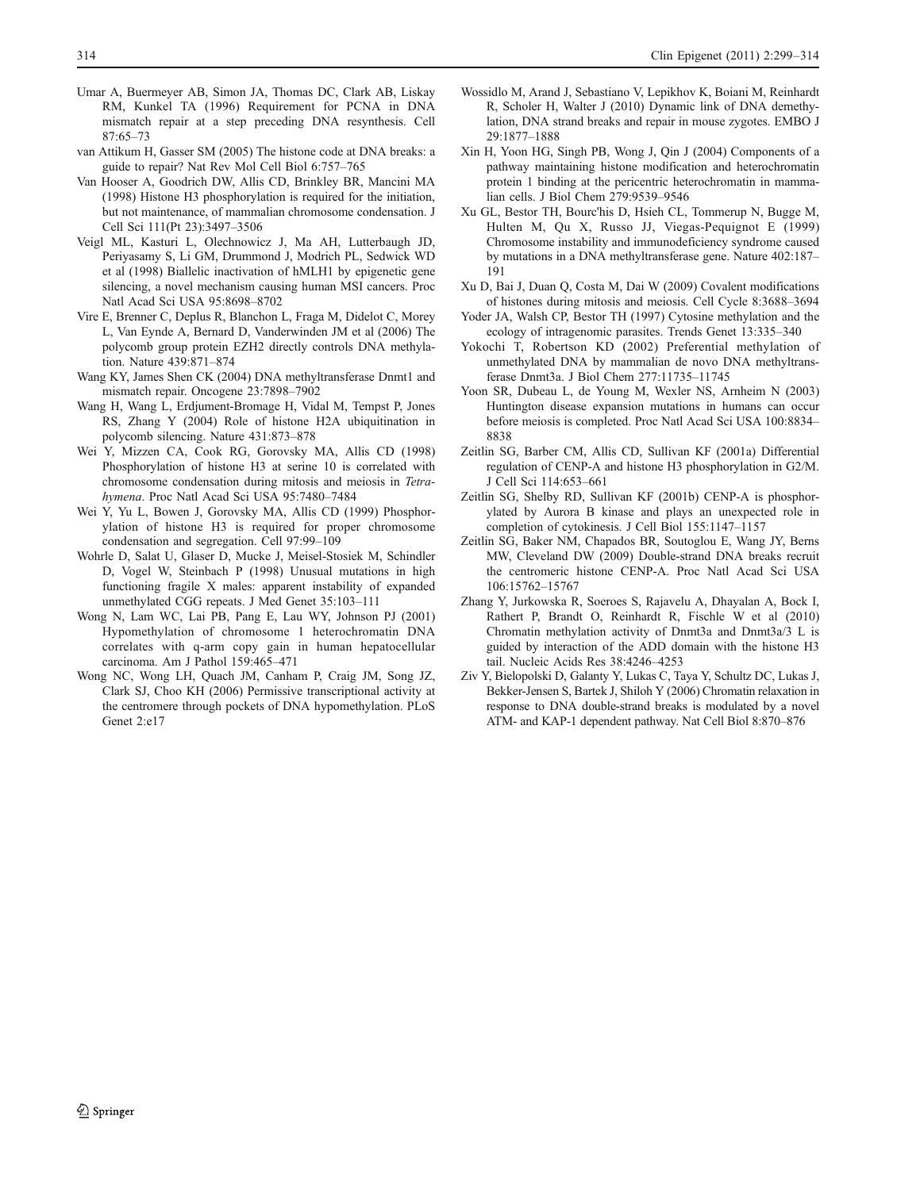Umar A, Buermeyer AB, Simon JA, Thomas DC, Clark AB, Liskay RM, Kunkel TA (1996) Requirement for PCNA in DNA mismatch repair at a step preceding DNA resynthesis. Cell 87:65–73

van Attikum H, Gasser SM (2005) The histone code at DNA breaks: a guide to repair? Nat Rev Mol Cell Biol 6:757–765

Van Hooser A, Goodrich DW, Allis CD, Brinkley BR, Mancini MA (1998) Histone H3 phosphorylation is required for the initiation, but not maintenance, of mammalian chromosome condensation. J Cell Sci 111(Pt 23):3497–3506

Veigl ML, Kasturi L, Olechnowicz J, Ma AH, Lutterbaugh JD, Periyasamy S, Li GM, Drummond J, Modrich PL, Sedwick WD et al (1998) Biallelic inactivation of hMLH1 by epigenetic gene silencing, a novel mechanism causing human MSI cancers. Proc Natl Acad Sci USA 95:8698–8702

Vire E, Brenner C, Deplus R, Blanchon L, Fraga M, Didelot C, Morey L, Van Eynde A, Bernard D, Vanderwinden JM et al (2006) The polycomb group protein EZH2 directly controls DNA methylation. Nature 439:871–874

Wang KY, James Shen CK (2004) DNA methyltransferase Dnmt1 and mismatch repair. Oncogene 23:7898–7902

Wang H, Wang L, Erdjument-Bromage H, Vidal M, Tempst P, Jones RS, Zhang Y (2004) Role of histone H2A ubiquitination in polycomb silencing. Nature 431:873–878

Wei Y, Mizzen CA, Cook RG, Gorovsky MA, Allis CD (1998) Phosphorylation of histone H3 at serine 10 is correlated with chromosome condensation during mitosis and meiosis in *Tetrahymena*. Proc Natl Acad Sci USA 95:7480–7484

Wei Y, Yu L, Bowen J, Gorovsky MA, Allis CD (1999) Phosphorylation of histone H3 is required for proper chromosome condensation and segregation. Cell 97:99–109

Wohrle D, Salat U, Glaser D, Mucke J, Meisel-Stosiek M, Schindler D, Vogel W, Steinbach P (1998) Unusual mutations in high functioning fragile X males: apparent instability of expanded unmethylated CGG repeats. J Med Genet 35:103–111

Wong N, Lam WC, Lai PB, Pang E, Lau WY, Johnson PJ (2001) Hypomethylation of chromosome 1 heterochromatin DNA correlates with q-arm copy gain in human hepatocellular carcinoma. Am J Pathol 159:465–471

Wong NC, Wong LH, Quach JM, Canham P, Craig JM, Song JZ, Clark SJ, Choo KH (2006) Permissive transcriptional activity at the centromere through pockets of DNA hypomethylation. PLoS Genet 2:e17

Wossidlo M, Arand J, Sebastiano V, Lepikhov K, Boiani M, Reinhardt R, Scholer H, Walter J (2010) Dynamic link of DNA demethylation, DNA strand breaks and repair in mouse zygotes. EMBO J 29:1877–1888

Xin H, Yoon HG, Singh PB, Wong J, Qin J (2004) Components of a pathway maintaining histone modification and heterochromatin protein 1 binding at the pericentric heterochromatin in mammalian cells. J Biol Chem 279:9539–9546

Xu GL, Bestor TH, Bourc'his D, Hsieh CL, Tommerup N, Bugge M, Hulten M, Qu X, Russo JJ, Viegas-Pequignot E (1999) Chromosome instability and immunodeficiency syndrome caused by mutations in a DNA methyltransferase gene. Nature 402:187–191

Xu D, Bai J, Duan Q, Costa M, Dai W (2009) Covalent modifications of histones during mitosis and meiosis. Cell Cycle 8:3688–3694

Yoder JA, Walsh CP, Bestor TH (1997) Cytosine methylation and the ecology of intragenomic parasites. Trends Genet 13:335–340

Yokochi T, Robertson KD (2002) Preferential methylation of unmethylated DNA by mammalian de novo DNA methyltransferase Dnmt3a. J Biol Chem 277:11735–11745

Yoon SR, Dubeau L, de Young M, Wexler NS, Arnheim N (2003) Huntington disease expansion mutations in humans can occur before meiosis is completed. Proc Natl Acad Sci USA 100:8834–8838

Zeitlin SG, Barber CM, Allis CD, Sullivan KF (2001a) Differential regulation of CENP-A and histone H3 phosphorylation in G2/M. J Cell Sci 114:653–661

Zeitlin SG, Shelby RD, Sullivan KF (2001b) CENP-A is phosphorylated by Aurora B kinase and plays an unexpected role in completion of cytokinesis. J Cell Biol 155:1147–1157

Zeitlin SG, Baker NM, Chapados BR, Soutoglou E, Wang JY, Berns MW, Cleveland DW (2009) Double-strand DNA breaks recruit the centromeric histone CENP-A. Proc Natl Acad Sci USA 106:15762–15767

Zhang Y, Jurkowska R, Soeroes S, Rajavelu A, Dhayalan A, Bock I, Rathert P, Brandt O, Reinhardt R, Fischle W et al (2010) Chromatin methylation activity of Dnmt3a and Dnmt3a/3 L is guided by interaction of the ADD domain with the histone H3 tail. Nucleic Acids Res 38:4246–4253

Ziv Y, Bielopolski D, Galanty Y, Lukas C, Taya Y, Schultz DC, Lukas J, Bekker-Jensen S, Bartek J, Shiloh Y (2006) Chromatin relaxation in response to DNA double-strand breaks is modulated by a novel ATM- and KAP-1 dependent pathway. Nat Cell Biol 8:870–876